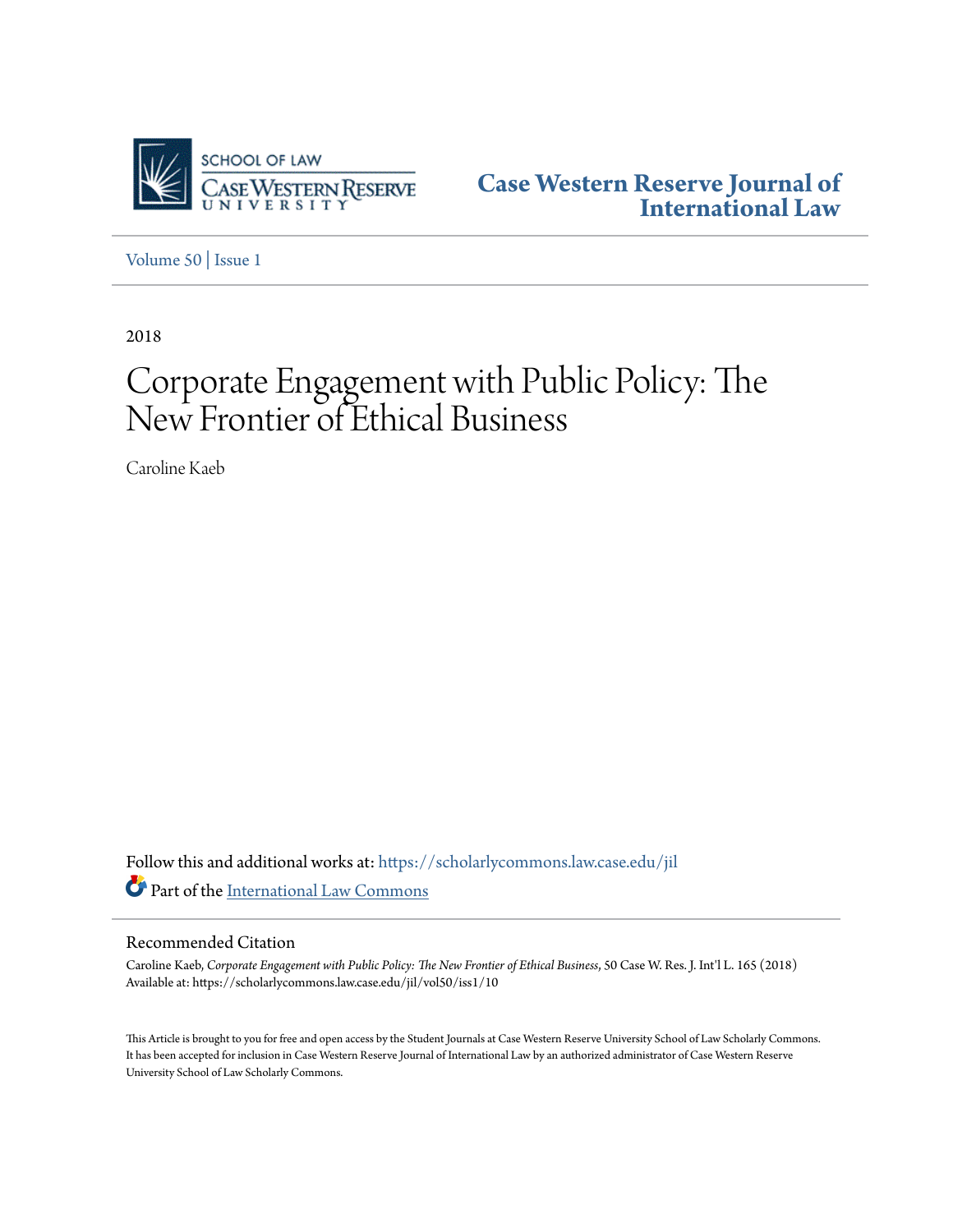Case Western Reserve Journal of International Law

Volume 50 | Issue 1

2018

# Corporate Engagement with Public Policy: The New Frontier of Ethical Business

Caroline Kaeb

Follow this and additional works at: https://scholarlycommons.law.case.edu/jil

Part of the International Law Commons

## Recommended Citation

Caroline Kaeb, *Corporate Engagement with Public Policy: The New Frontier of Ethical Business*, 50 Case W. Res. J. Int'l L. 165 (2018)
Available at: https://scholarlycommons.law.case.edu/jil/vol50/iss1/10

This Article is brought to you for free and open access by the Student Journals at Case Western Reserve University School of Law Scholarly Commons. It has been accepted for inclusion in Case Western Reserve Journal of International Law by an authorized administrator of Case Western Reserve University School of Law Scholarly Commons.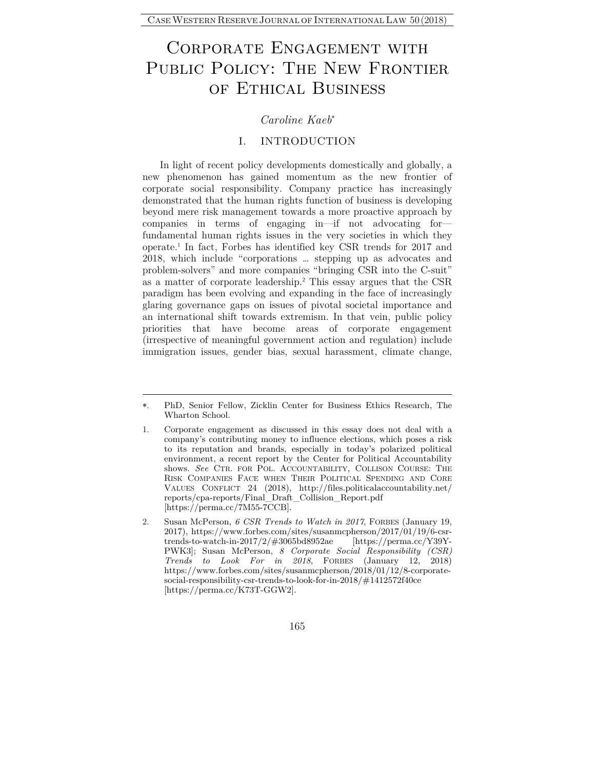# Corporate Engagement with Public Policy: The New Frontier of Ethical Business

*Caroline Kaeb*[*]

## I. Introduction

In light of recent policy developments domestically and globally, a new phenomenon has gained momentum as the new frontier of corporate social responsibility. Company practice has increasingly demonstrated that the human rights function of business is developing beyond mere risk management towards a more proactive approach by companies in terms of engaging in—if not advocating for—fundamental human rights issues in the very societies in which they operate.[1] In fact, Forbes has identified key CSR trends for 2017 and 2018, which include "corporations … stepping up as advocates and problem-solvers" and more companies "bringing CSR into the C-suit" as a matter of corporate leadership.[2] This essay argues that the CSR paradigm has been evolving and expanding in the face of increasingly glaring governance gaps on issues of pivotal societal importance and an international shift towards extremism. In that vein, public policy priorities that have become areas of corporate engagement (irrespective of meaningful government action and regulation) include immigration issues, gender bias, sexual harassment, climate change,

---

\*. PhD, Senior Fellow, Zicklin Center for Business Ethics Research, The Wharton School.

1. Corporate engagement as discussed in this essay does not deal with a company's contributing money to influence elections, which poses a risk to its reputation and brands, especially in today's polarized political environment, a recent report by the Center for Political Accountability shows. *See* Ctr. for Pol. Accountability, Collison Course: The Risk Companies Face when Their Political Spending and Core Values Conflict 24 (2018), http://files.politicalaccountability.net/reports/cpa-reports/Final_Draft_Collision_Report.pdf [https://perma.cc/7M55-7CCB].

2. Susan McPerson, *6 CSR Trends to Watch in 2017*, Forbes (January 19, 2017), https://www.forbes.com/sites/susanmcpherson/2017/01/19/6-csr-trends-to-watch-in-2017/2/#3065bd8952ae [https://perma.cc/Y39Y-PWK3]; Susan McPerson, *8 Corporate Social Responsibility (CSR) Trends to Look For in 2018*, Forbes (January 12, 2018) https://www.forbes.com/sites/susanmcpherson/2018/01/12/8-corporate-social-responsibility-csr-trends-to-look-for-in-2018/#1412572f40ce [https://perma.cc/K73T-GGW2].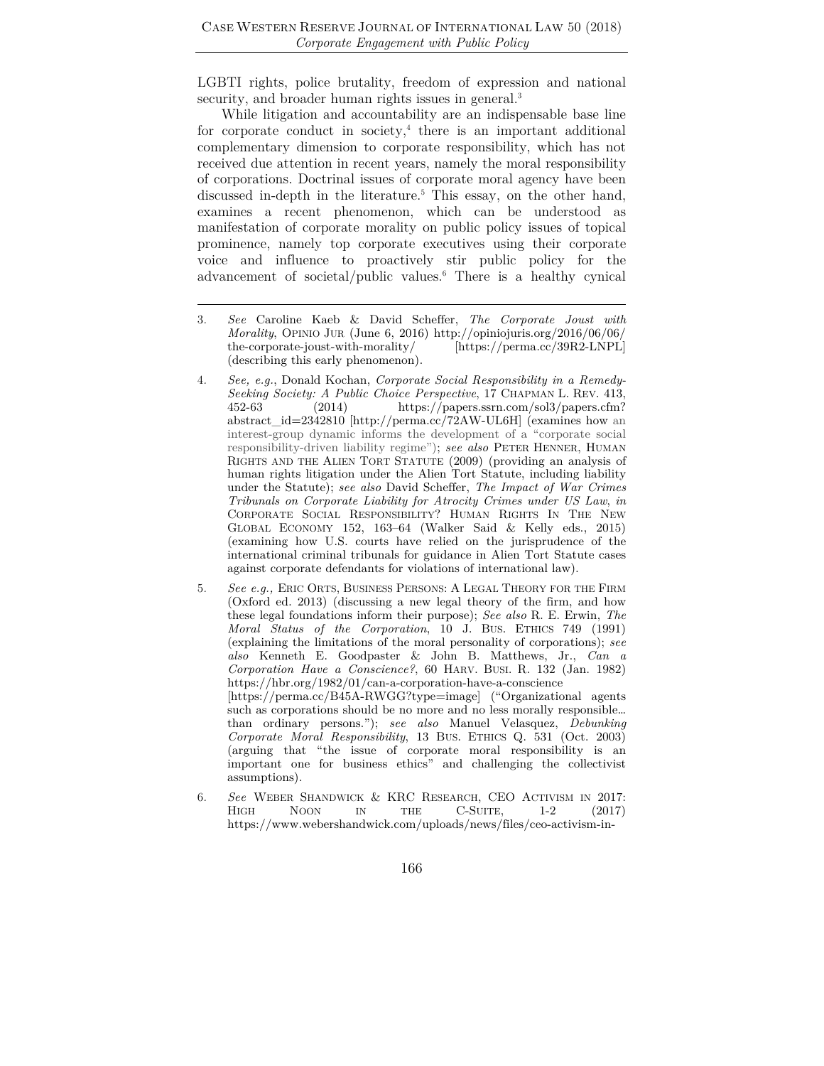LGBTI rights, police brutality, freedom of expression and national security, and broader human rights issues in general.[3]

While litigation and accountability are an indispensable base line for corporate conduct in society,[4] there is an important additional complementary dimension to corporate responsibility, which has not received due attention in recent years, namely the moral responsibility of corporations. Doctrinal issues of corporate moral agency have been discussed in-depth in the literature.[5] This essay, on the other hand, examines a recent phenomenon, which can be understood as manifestation of corporate morality on public policy issues of topical prominence, namely top corporate executives using their corporate voice and influence to proactively stir public policy for the advancement of societal/public values.[6] There is a healthy cynical

---

3. *See* Caroline Kaeb & David Scheffer, *The Corporate Joust with Morality*, OPINIO JUR (June 6, 2016) http://opiniojuris.org/2016/06/06/the-corporate-joust-with-morality/ [https://perma.cc/39R2-LNPL] (describing this early phenomenon).

4. *See, e.g.*, Donald Kochan, *Corporate Social Responsibility in a Remedy-Seeking Society: A Public Choice Perspective*, 17 CHAPMAN L. REV. 413, 452-63 (2014) https://papers.ssrn.com/sol3/papers.cfm?abstract_id=2342810 [http://perma.cc/72AW-UL6H] (examines how an interest-group dynamic informs the development of a "corporate social responsibility-driven liability regime"); *see also* PETER HENNER, HUMAN RIGHTS AND THE ALIEN TORT STATUTE (2009) (providing an analysis of human rights litigation under the Alien Tort Statute, including liability under the Statute); *see also* David Scheffer, *The Impact of War Crimes Tribunals on Corporate Liability for Atrocity Crimes under US Law*, *in* CORPORATE SOCIAL RESPONSIBILITY? HUMAN RIGHTS IN THE NEW GLOBAL ECONOMY 152, 163–64 (Walker Said & Kelly eds., 2015) (examining how U.S. courts have relied on the jurisprudence of the international criminal tribunals for guidance in Alien Tort Statute cases against corporate defendants for violations of international law).

5. *See e.g.,* ERIC ORTS, BUSINESS PERSONS: A LEGAL THEORY FOR THE FIRM (Oxford ed. 2013) (discussing a new legal theory of the firm, and how these legal foundations inform their purpose); *See also* R. E. Erwin, *The Moral Status of the Corporation*, 10 J. BUS. ETHICS 749 (1991) (explaining the limitations of the moral personality of corporations); *see also* Kenneth E. Goodpaster & John B. Matthews, Jr., *Can a Corporation Have a Conscience?*, 60 HARV. BUSI. R. 132 (Jan. 1982) https://hbr.org/1982/01/can-a-corporation-have-a-conscience [https://perma.cc/B45A-RWGG?type=image] ("Organizational agents such as corporations should be no more and no less morally responsible… than ordinary persons."); *see also* Manuel Velasquez, *Debunking Corporate Moral Responsibility*, 13 BUS. ETHICS Q. 531 (Oct. 2003) (arguing that "the issue of corporate moral responsibility is an important one for business ethics" and challenging the collectivist assumptions).

6. *See* WEBER SHANDWICK & KRC RESEARCH, CEO ACTIVISM IN 2017: HIGH NOON IN THE C-SUITE, 1-2 (2017) https://www.webershandwick.com/uploads/news/files/ceo-activism-in-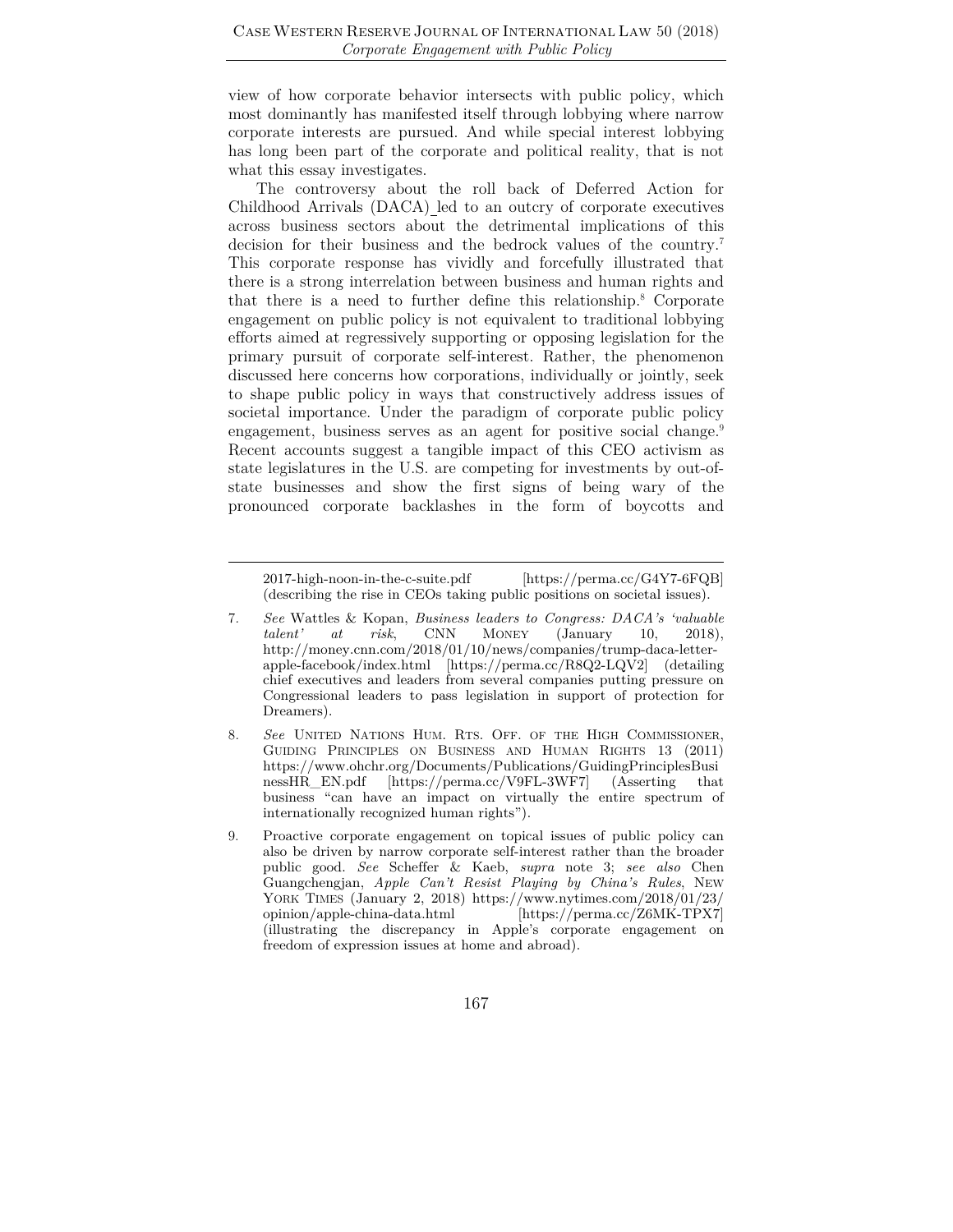view of how corporate behavior intersects with public policy, which most dominantly has manifested itself through lobbying where narrow corporate interests are pursued. And while special interest lobbying has long been part of the corporate and political reality, that is not what this essay investigates.

The controversy about the roll back of Deferred Action for Childhood Arrivals (DACA) led to an outcry of corporate executives across business sectors about the detrimental implications of this decision for their business and the bedrock values of the country.[7] This corporate response has vividly and forcefully illustrated that there is a strong interrelation between business and human rights and that there is a need to further define this relationship.[8] Corporate engagement on public policy is not equivalent to traditional lobbying efforts aimed at regressively supporting or opposing legislation for the primary pursuit of corporate self-interest. Rather, the phenomenon discussed here concerns how corporations, individually or jointly, seek to shape public policy in ways that constructively address issues of societal importance. Under the paradigm of corporate public policy engagement, business serves as an agent for positive social change.[9] Recent accounts suggest a tangible impact of this CEO activism as state legislatures in the U.S. are competing for investments by out-of-state businesses and show the first signs of being wary of the pronounced corporate backlashes in the form of boycotts and

---

2017-high-noon-in-the-c-suite.pdf [https://perma.cc/G4Y7-6FQB] (describing the rise in CEOs taking public positions on societal issues).

7. *See* Wattles & Kopan, *Business leaders to Congress: DACA's 'valuable talent' at risk*, CNN MONEY (January 10, 2018), http://money.cnn.com/2018/01/10/news/companies/trump-daca-letter-apple-facebook/index.html [https://perma.cc/R8Q2-LQV2] (detailing chief executives and leaders from several companies putting pressure on Congressional leaders to pass legislation in support of protection for Dreamers).

8. *See* UNITED NATIONS HUM. RTS. OFF. OF THE HIGH COMMISSIONER, GUIDING PRINCIPLES ON BUSINESS AND HUMAN RIGHTS 13 (2011) https://www.ohchr.org/Documents/Publications/GuidingPrinciplesBusinessHR_EN.pdf [https://perma.cc/V9FL-3WF7] (Asserting that business "can have an impact on virtually the entire spectrum of internationally recognized human rights").

9. Proactive corporate engagement on topical issues of public policy can also be driven by narrow corporate self-interest rather than the broader public good. *See* Scheffer & Kaeb, *supra* note 3; *see also* Chen Guangchengjan, *Apple Can't Resist Playing by China's Rules*, NEW YORK TIMES (January 2, 2018) https://www.nytimes.com/2018/01/23/opinion/apple-china-data.html [https://perma.cc/Z6MK-TPX7] (illustrating the discrepancy in Apple's corporate engagement on freedom of expression issues at home and abroad).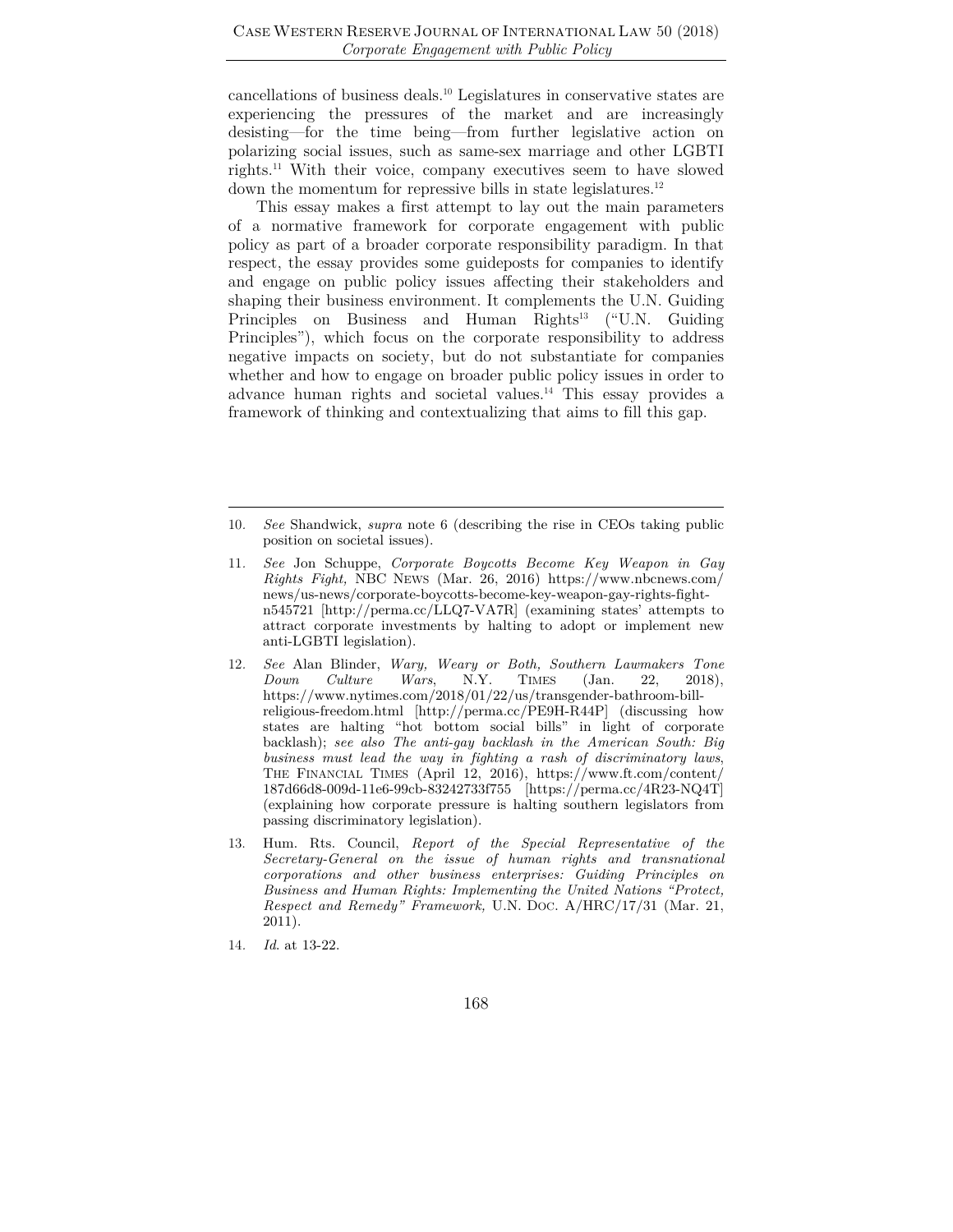cancellations of business deals.[10] Legislatures in conservative states are experiencing the pressures of the market and are increasingly desisting—for the time being—from further legislative action on polarizing social issues, such as same-sex marriage and other LGBTI rights.[11] With their voice, company executives seem to have slowed down the momentum for repressive bills in state legislatures.[12]

This essay makes a first attempt to lay out the main parameters of a normative framework for corporate engagement with public policy as part of a broader corporate responsibility paradigm. In that respect, the essay provides some guideposts for companies to identify and engage on public policy issues affecting their stakeholders and shaping their business environment. It complements the U.N. Guiding Principles on Business and Human Rights[13] ("U.N. Guiding Principles"), which focus on the corporate responsibility to address negative impacts on society, but do not substantiate for companies whether and how to engage on broader public policy issues in order to advance human rights and societal values.[14] This essay provides a framework of thinking and contextualizing that aims to fill this gap.

---

10. *See* Shandwick, *supra* note 6 (describing the rise in CEOs taking public position on societal issues).

11. *See* Jon Schuppe, *Corporate Boycotts Become Key Weapon in Gay Rights Fight,* NBC NEWS (Mar. 26, 2016) https://www.nbcnews.com/news/us-news/corporate-boycotts-become-key-weapon-gay-rights-fight-n545721 [http://perma.cc/LLQ7-VA7R] (examining states' attempts to attract corporate investments by halting to adopt or implement new anti-LGBTI legislation).

12. *See* Alan Blinder, *Wary, Weary or Both, Southern Lawmakers Tone Down Culture Wars*, N.Y. TIMES (Jan. 22, 2018), https://www.nytimes.com/2018/01/22/us/transgender-bathroom-bill-religious-freedom.html [http://perma.cc/PE9H-R44P] (discussing how states are halting "hot bottom social bills" in light of corporate backlash); *see also The anti-gay backlash in the American South: Big business must lead the way in fighting a rash of discriminatory laws*, THE FINANCIAL TIMES (April 12, 2016), https://www.ft.com/content/187d66d8-009d-11e6-99cb-83242733f755 [https://perma.cc/4R23-NQ4T] (explaining how corporate pressure is halting southern legislators from passing discriminatory legislation).

13. Hum. Rts. Council, *Report of the Special Representative of the Secretary-General on the issue of human rights and transnational corporations and other business enterprises: Guiding Principles on Business and Human Rights: Implementing the United Nations "Protect, Respect and Remedy" Framework,* U.N. DOC. A/HRC/17/31 (Mar. 21, 2011).

14. *Id*. at 13-22.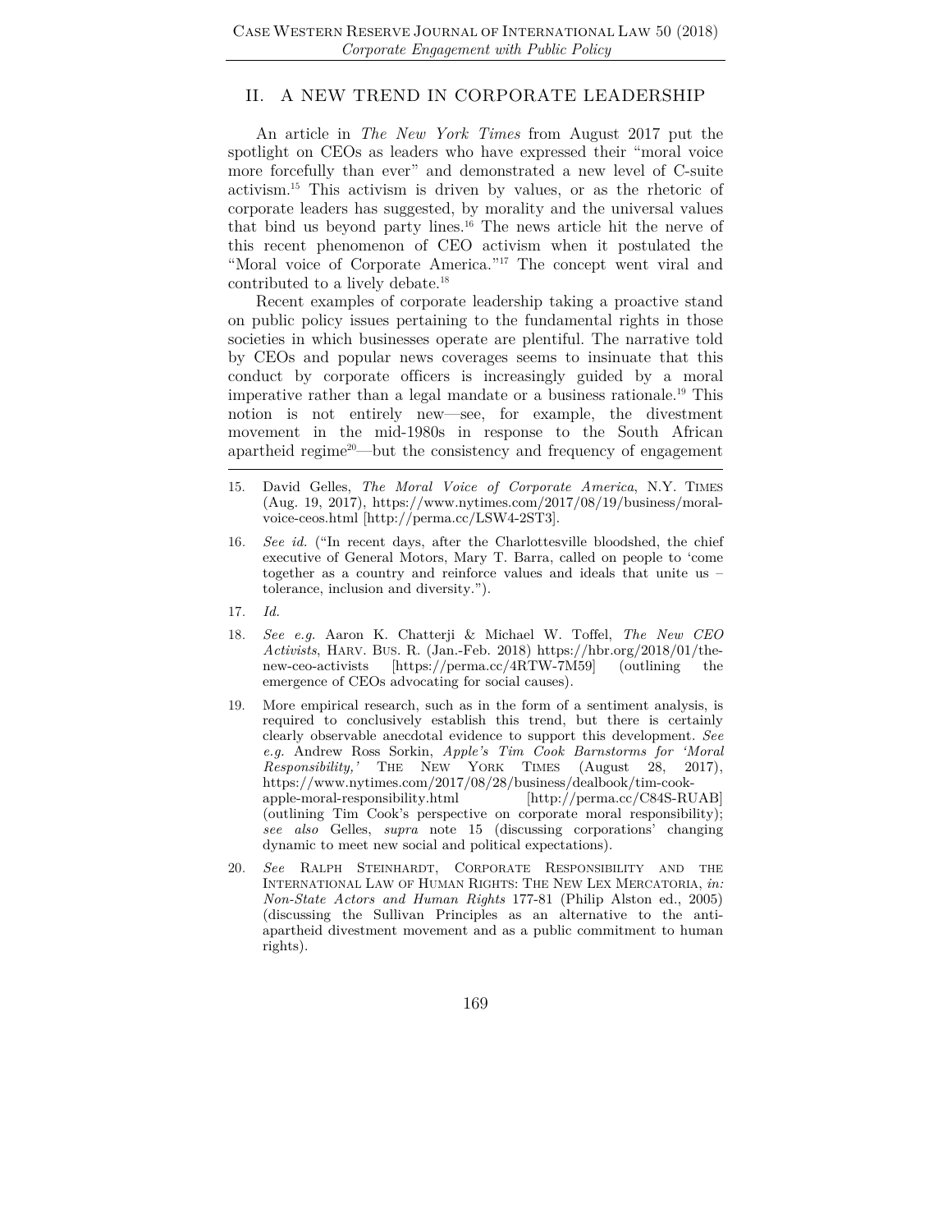## II. A NEW TREND IN CORPORATE LEADERSHIP

An article in *The New York Times* from August 2017 put the spotlight on CEOs as leaders who have expressed their "moral voice more forcefully than ever" and demonstrated a new level of C-suite activism.[15] This activism is driven by values, or as the rhetoric of corporate leaders has suggested, by morality and the universal values that bind us beyond party lines.[16] The news article hit the nerve of this recent phenomenon of CEO activism when it postulated the "Moral voice of Corporate America."[17] The concept went viral and contributed to a lively debate.[18]

Recent examples of corporate leadership taking a proactive stand on public policy issues pertaining to the fundamental rights in those societies in which businesses operate are plentiful. The narrative told by CEOs and popular news coverages seems to insinuate that this conduct by corporate officers is increasingly guided by a moral imperative rather than a legal mandate or a business rationale.[19] This notion is not entirely new—see, for example, the divestment movement in the mid-1980s in response to the South African apartheid regime[20]—but the consistency and frequency of engagement

---

15. David Gelles, *The Moral Voice of Corporate America*, N.Y. TIMES (Aug. 19, 2017), https://www.nytimes.com/2017/08/19/business/moral-voice-ceos.html [http://perma.cc/LSW4-2ST3].

16. *See id.* ("In recent days, after the Charlottesville bloodshed, the chief executive of General Motors, Mary T. Barra, called on people to 'come together as a country and reinforce values and ideals that unite us – tolerance, inclusion and diversity.").

17. *Id.*

18. *See e.g.* Aaron K. Chatterji & Michael W. Toffel, *The New CEO Activists*, HARV. BUS. R. (Jan.-Feb. 2018) https://hbr.org/2018/01/the-new-ceo-activists [https://perma.cc/4RTW-7M59] (outlining the emergence of CEOs advocating for social causes).

19. More empirical research, such as in the form of a sentiment analysis, is required to conclusively establish this trend, but there is certainly clearly observable anecdotal evidence to support this development. *See e.g.* Andrew Ross Sorkin, *Apple's Tim Cook Barnstorms for 'Moral Responsibility,'* THE NEW YORK TIMES (August 28, 2017), https://www.nytimes.com/2017/08/28/business/dealbook/tim-cook-apple-moral-responsibility.html [http://perma.cc/C84S-RUAB] (outlining Tim Cook's perspective on corporate moral responsibility); *see also* Gelles, *supra* note 15 (discussing corporations' changing dynamic to meet new social and political expectations).

20. *See* RALPH STEINHARDT, CORPORATE RESPONSIBILITY AND THE INTERNATIONAL LAW OF HUMAN RIGHTS: THE NEW LEX MERCATORIA, *in: Non-State Actors and Human Rights* 177-81 (Philip Alston ed., 2005) (discussing the Sullivan Principles as an alternative to the anti-apartheid divestment movement and as a public commitment to human rights).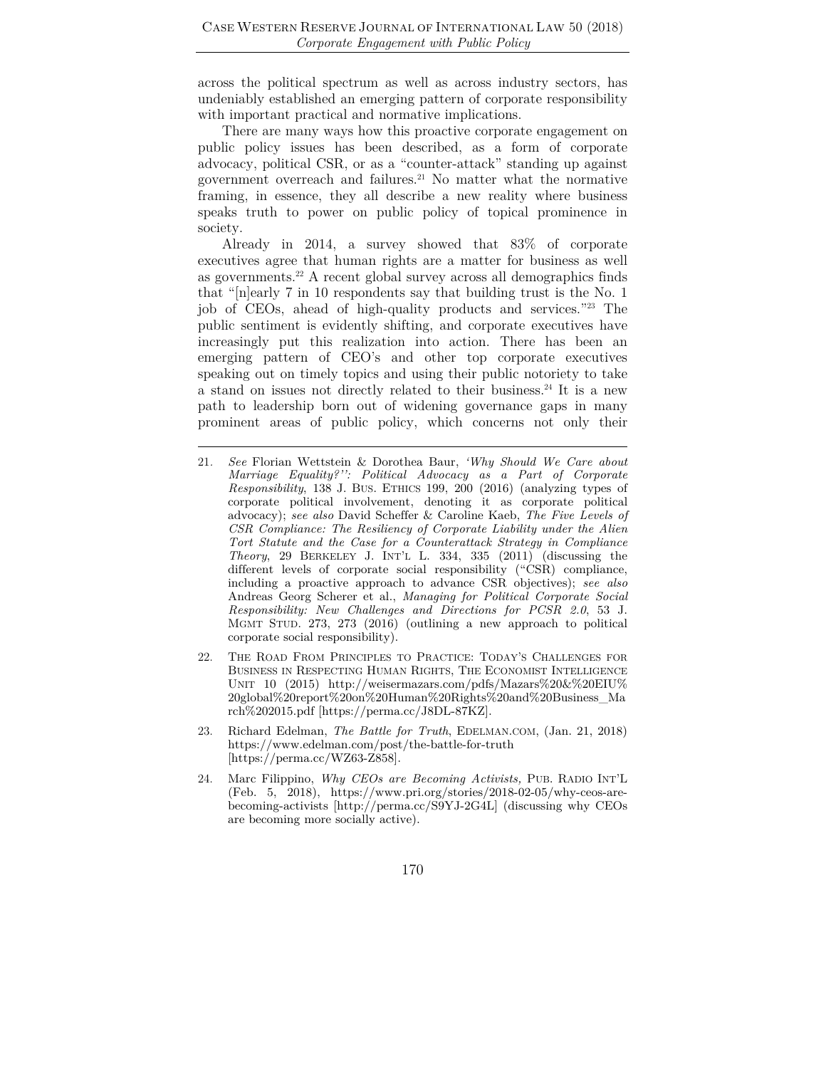across the political spectrum as well as across industry sectors, has undeniably established an emerging pattern of corporate responsibility with important practical and normative implications.

There are many ways how this proactive corporate engagement on public policy issues has been described, as a form of corporate advocacy, political CSR, or as a "counter-attack" standing up against government overreach and failures.[21] No matter what the normative framing, in essence, they all describe a new reality where business speaks truth to power on public policy of topical prominence in society.

Already in 2014, a survey showed that 83% of corporate executives agree that human rights are a matter for business as well as governments.[22] A recent global survey across all demographics finds that "[n]early 7 in 10 respondents say that building trust is the No. 1 job of CEOs, ahead of high-quality products and services."[23] The public sentiment is evidently shifting, and corporate executives have increasingly put this realization into action. There has been an emerging pattern of CEO's and other top corporate executives speaking out on timely topics and using their public notoriety to take a stand on issues not directly related to their business.[24] It is a new path to leadership born out of widening governance gaps in many prominent areas of public policy, which concerns not only their

---

21. *See* Florian Wettstein & Dorothea Baur, *'Why Should We Care about Marriage Equality?'': Political Advocacy as a Part of Corporate Responsibility*, 138 J. Bus. Ethics 199, 200 (2016) (analyzing types of corporate political involvement, denoting it as corporate political advocacy); *see also* David Scheffer & Caroline Kaeb, *The Five Levels of CSR Compliance: The Resiliency of Corporate Liability under the Alien Tort Statute and the Case for a Counterattack Strategy in Compliance Theory*, 29 Berkeley J. Int'l L. 334, 335 (2011) (discussing the different levels of corporate social responsibility ("CSR) compliance, including a proactive approach to advance CSR objectives); *see also* Andreas Georg Scherer et al., *Managing for Political Corporate Social Responsibility: New Challenges and Directions for PCSR 2.0*, 53 J. Mgmt Stud. 273, 273 (2016) (outlining a new approach to political corporate social responsibility).

22. The Road From Principles to Practice: Today's Challenges for Business in Respecting Human Rights, The Economist Intelligence Unit 10 (2015) http://weisermazars.com/pdfs/Mazars%20&%20EIU%20global%20report%20on%20Human%20Rights%20and%20Business_March%202015.pdf [https://perma.cc/J8DL-87KZ].

23. Richard Edelman, *The Battle for Truth*, Edelman.com, (Jan. 21, 2018) https://www.edelman.com/post/the-battle-for-truth [https://perma.cc/WZ63-Z858].

24. Marc Filippino, *Why CEOs are Becoming Activists,* Pub. Radio Int'l (Feb. 5, 2018), https://www.pri.org/stories/2018-02-05/why-ceos-are-becoming-activists [http://perma.cc/S9YJ-2G4L] (discussing why CEOs are becoming more socially active).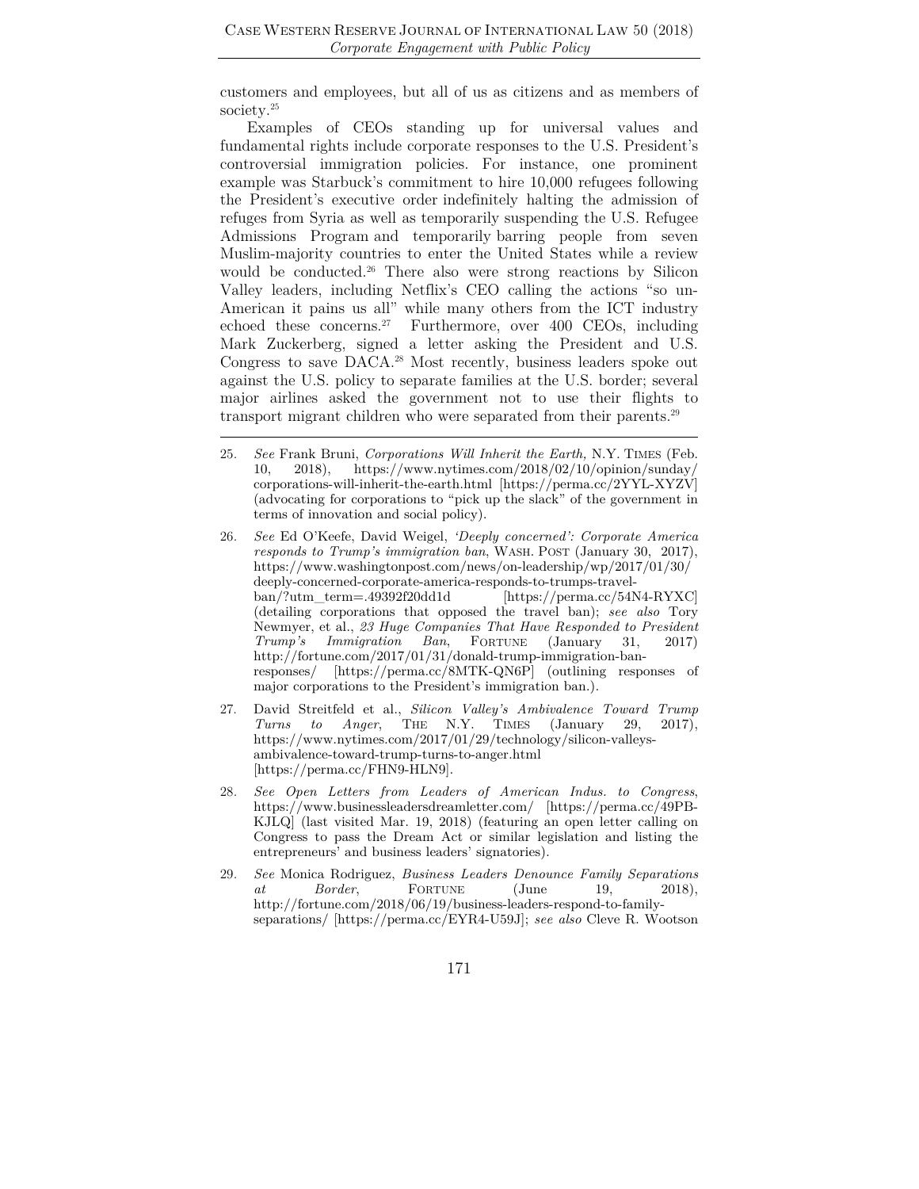customers and employees, but all of us as citizens and as members of society.[25]

Examples of CEOs standing up for universal values and fundamental rights include corporate responses to the U.S. President's controversial immigration policies. For instance, one prominent example was Starbuck's commitment to hire 10,000 refugees following the President's executive order indefinitely halting the admission of refuges from Syria as well as temporarily suspending the U.S. Refugee Admissions Program and temporarily barring people from seven Muslim-majority countries to enter the United States while a review would be conducted.[26] There also were strong reactions by Silicon Valley leaders, including Netflix's CEO calling the actions "so un-American it pains us all" while many others from the ICT industry echoed these concerns.[27] Furthermore, over 400 CEOs, including Mark Zuckerberg, signed a letter asking the President and U.S. Congress to save DACA.[28] Most recently, business leaders spoke out against the U.S. policy to separate families at the U.S. border; several major airlines asked the government not to use their flights to transport migrant children who were separated from their parents.[29]

---

25. *See* Frank Bruni, *Corporations Will Inherit the Earth,* N.Y. TIMES (Feb. 10, 2018), https://www.nytimes.com/2018/02/10/opinion/sunday/corporations-will-inherit-the-earth.html [https://perma.cc/2YYL-XYZV] (advocating for corporations to "pick up the slack" of the government in terms of innovation and social policy).

26. *See* Ed O'Keefe, David Weigel, *'Deeply concerned': Corporate America responds to Trump's immigration ban*, WASH. POST (January 30, 2017), https://www.washingtonpost.com/news/on-leadership/wp/2017/01/30/deeply-concerned-corporate-america-responds-to-trumps-travel-ban/?utm_term=.49392f20dd1d [https://perma.cc/54N4-RYXC] (detailing corporations that opposed the travel ban); *see also* Tory Newmyer, et al., *23 Huge Companies That Have Responded to President Trump's Immigration Ban*, FORTUNE (January 31, 2017) http://fortune.com/2017/01/31/donald-trump-immigration-ban-responses/ [https://perma.cc/8MTK-QN6P] (outlining responses of major corporations to the President's immigration ban.).

27. David Streitfeld et al., *Silicon Valley's Ambivalence Toward Trump Turns to Anger*, THE N.Y. TIMES (January 29, 2017), https://www.nytimes.com/2017/01/29/technology/silicon-valleys-ambivalence-toward-trump-turns-to-anger.html [https://perma.cc/FHN9-HLN9].

28. *See Open Letters from Leaders of American Indus. to Congress*, https://www.businessleadersdreamletter.com/ [https://perma.cc/49PB-KJLQ] (last visited Mar. 19, 2018) (featuring an open letter calling on Congress to pass the Dream Act or similar legislation and listing the entrepreneurs' and business leaders' signatories).

29. *See* Monica Rodriguez, *Business Leaders Denounce Family Separations at Border*, FORTUNE (June 19, 2018), http://fortune.com/2018/06/19/business-leaders-respond-to-family-separations/ [https://perma.cc/EYR4-U59J]; *see also* Cleve R. Wootson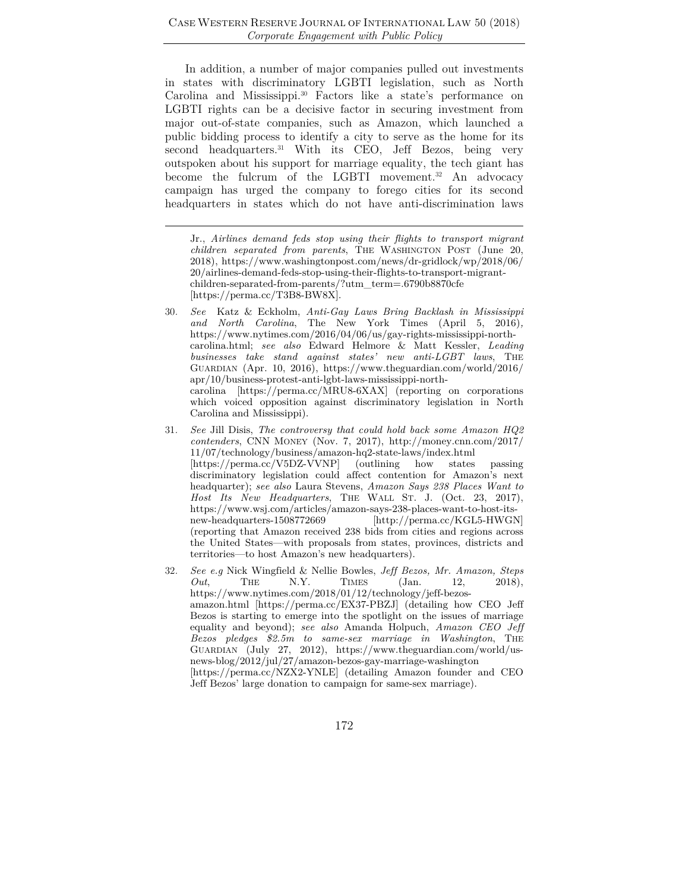In addition, a number of major companies pulled out investments in states with discriminatory LGBTI legislation, such as North Carolina and Mississippi.[30] Factors like a state's performance on LGBTI rights can be a decisive factor in securing investment from major out-of-state companies, such as Amazon, which launched a public bidding process to identify a city to serve as the home for its second headquarters.[31] With its CEO, Jeff Bezos, being very outspoken about his support for marriage equality, the tech giant has become the fulcrum of the LGBTI movement.[32] An advocacy campaign has urged the company to forego cities for its second headquarters in states which do not have anti-discrimination laws

---

Jr., *Airlines demand feds stop using their flights to transport migrant children separated from parents*, THE WASHINGTON POST (June 20, 2018), https://www.washingtonpost.com/news/dr-gridlock/wp/2018/06/20/airlines-demand-feds-stop-using-their-flights-to-transport-migrant-children-separated-from-parents/?utm_term=.6790b8870cfe [https://perma.cc/T3B8-BW8X].

30. *See* Katz & Eckholm, *Anti-Gay Laws Bring Backlash in Mississippi and North Carolina*, The New York Times (April 5, 2016), https://www.nytimes.com/2016/04/06/us/gay-rights-mississippi-north-carolina.html; *see also* Edward Helmore & Matt Kessler, *Leading businesses take stand against states' new anti-LGBT laws*, THE GUARDIAN (Apr. 10, 2016), https://www.theguardian.com/world/2016/apr/10/business-protest-anti-lgbt-laws-mississippi-north-carolina [https://perma.cc/MRU8-6XAX] (reporting on corporations which voiced opposition against discriminatory legislation in North Carolina and Mississippi).

31. *See* Jill Disis, *The controversy that could hold back some Amazon HQ2 contenders*, CNN MONEY (Nov. 7, 2017), http://money.cnn.com/2017/11/07/technology/business/amazon-hq2-state-laws/index.html [https://perma.cc/V5DZ-VVNP] (outlining how states passing discriminatory legislation could affect contention for Amazon's next headquarter); *see also* Laura Stevens, *Amazon Says 238 Places Want to Host Its New Headquarters*, THE WALL ST. J. (Oct. 23, 2017), https://www.wsj.com/articles/amazon-says-238-places-want-to-host-its-new-headquarters-1508772669 [http://perma.cc/KGL5-HWGN] (reporting that Amazon received 238 bids from cities and regions across the United States—with proposals from states, provinces, districts and territories—to host Amazon's new headquarters).

32. *See e.g* Nick Wingfield & Nellie Bowles, *Jeff Bezos, Mr. Amazon, Steps Out*, THE N.Y. TIMES (Jan. 12, 2018), https://www.nytimes.com/2018/01/12/technology/jeff-bezos-amazon.html [https://perma.cc/EX37-PBZJ] (detailing how CEO Jeff Bezos is starting to emerge into the spotlight on the issues of marriage equality and beyond); *see also* Amanda Holpuch, *Amazon CEO Jeff Bezos pledges $2.5m to same-sex marriage in Washington*, THE GUARDIAN (July 27, 2012), https://www.theguardian.com/world/us-news-blog/2012/jul/27/amazon-bezos-gay-marriage-washington [https://perma.cc/NZX2-YNLE] (detailing Amazon founder and CEO Jeff Bezos' large donation to campaign for same-sex marriage).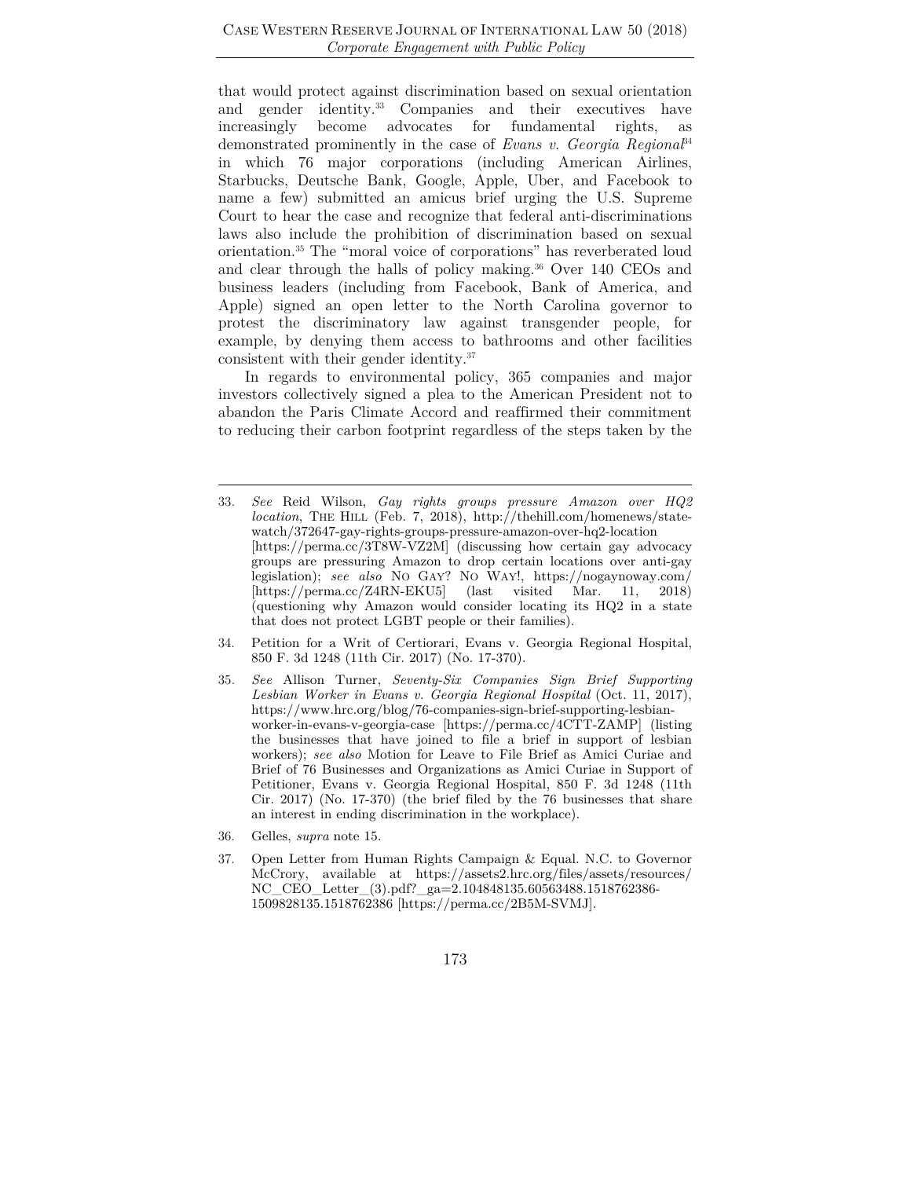that would protect against discrimination based on sexual orientation and gender identity.[33] Companies and their executives have increasingly become advocates for fundamental rights, as demonstrated prominently in the case of *Evans v. Georgia Regional*[34] in which 76 major corporations (including American Airlines, Starbucks, Deutsche Bank, Google, Apple, Uber, and Facebook to name a few) submitted an amicus brief urging the U.S. Supreme Court to hear the case and recognize that federal anti-discriminations laws also include the prohibition of discrimination based on sexual orientation.[35] The "moral voice of corporations" has reverberated loud and clear through the halls of policy making.[36] Over 140 CEOs and business leaders (including from Facebook, Bank of America, and Apple) signed an open letter to the North Carolina governor to protest the discriminatory law against transgender people, for example, by denying them access to bathrooms and other facilities consistent with their gender identity.[37]

In regards to environmental policy, 365 companies and major investors collectively signed a plea to the American President not to abandon the Paris Climate Accord and reaffirmed their commitment to reducing their carbon footprint regardless of the steps taken by the

---

33. *See* Reid Wilson, *Gay rights groups pressure Amazon over HQ2 location*, THE HILL (Feb. 7, 2018), http://thehill.com/homenews/state-watch/372647-gay-rights-groups-pressure-amazon-over-hq2-location [https://perma.cc/3T8W-VZ2M] (discussing how certain gay advocacy groups are pressuring Amazon to drop certain locations over anti-gay legislation); *see also* NO GAY? NO WAY!, https://nogaynoway.com/ [https://perma.cc/Z4RN-EKU5] (last visited Mar. 11, 2018) (questioning why Amazon would consider locating its HQ2 in a state that does not protect LGBT people or their families).

34. Petition for a Writ of Certiorari, Evans v. Georgia Regional Hospital, 850 F. 3d 1248 (11th Cir. 2017) (No. 17-370).

35. *See* Allison Turner, *Seventy-Six Companies Sign Brief Supporting Lesbian Worker in Evans v. Georgia Regional Hospital* (Oct. 11, 2017), https://www.hrc.org/blog/76-companies-sign-brief-supporting-lesbian-worker-in-evans-v-georgia-case [https://perma.cc/4CTT-ZAMP] (listing the businesses that have joined to file a brief in support of lesbian workers); *see also* Motion for Leave to File Brief as Amici Curiae and Brief of 76 Businesses and Organizations as Amici Curiae in Support of Petitioner, Evans v. Georgia Regional Hospital, 850 F. 3d 1248 (11th Cir. 2017) (No. 17-370) (the brief filed by the 76 businesses that share an interest in ending discrimination in the workplace).

36. Gelles, *supra* note 15.

37. Open Letter from Human Rights Campaign & Equal. N.C. to Governor McCrory, available at https://assets2.hrc.org/files/assets/resources/NC_CEO_Letter_(3).pdf?_ga=2.104848135.60563488.1518762386-1509828135.1518762386 [https://perma.cc/2B5M-SVMJ].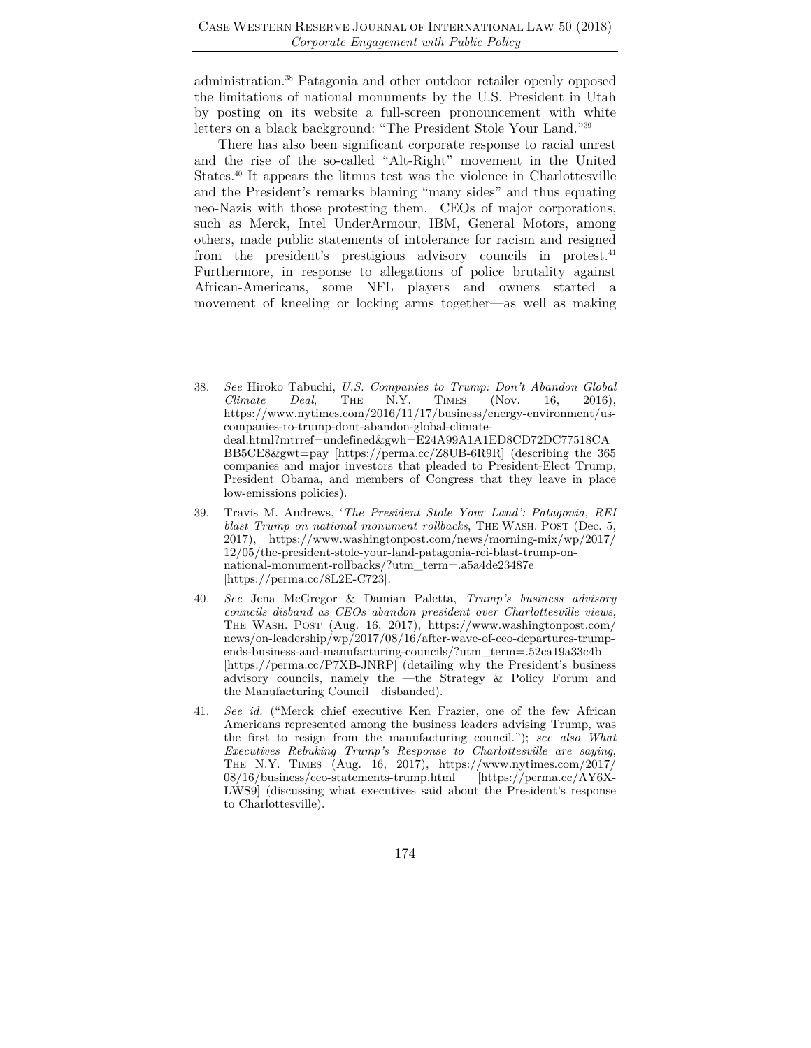administration.[38] Patagonia and other outdoor retailer openly opposed the limitations of national monuments by the U.S. President in Utah by posting on its website a full-screen pronouncement with white letters on a black background: "The President Stole Your Land."[39]

There has also been significant corporate response to racial unrest and the rise of the so-called "Alt-Right" movement in the United States.[40] It appears the litmus test was the violence in Charlottesville and the President's remarks blaming "many sides" and thus equating neo-Nazis with those protesting them. CEOs of major corporations, such as Merck, Intel UnderArmour, IBM, General Motors, among others, made public statements of intolerance for racism and resigned from the president's prestigious advisory councils in protest.[41] Furthermore, in response to allegations of police brutality against African-Americans, some NFL players and owners started a movement of kneeling or locking arms together—as well as making

---

38. *See* Hiroko Tabuchi, *U.S. Companies to Trump: Don't Abandon Global Climate Deal*, THE N.Y. TIMES (Nov. 16, 2016), https://www.nytimes.com/2016/11/17/business/energy-environment/us-companies-to-trump-dont-abandon-global-climate-deal.html?mtrref=undefined&gwh=E24A99A1A1ED8CD72DC77518CABB5CE8&gwt=pay [https://perma.cc/Z8UB-6R9R] (describing the 365 companies and major investors that pleaded to President-Elect Trump, President Obama, and members of Congress that they leave in place low-emissions policies).

39. Travis M. Andrews, '*The President Stole Your Land': Patagonia, REI blast Trump on national monument rollbacks*, THE WASH. POST (Dec. 5, 2017), https://www.washingtonpost.com/news/morning-mix/wp/2017/12/05/the-president-stole-your-land-patagonia-rei-blast-trump-on-national-monument-rollbacks/?utm_term=.a5a4de23487e [https://perma.cc/8L2E-C723].

40. *See* Jena McGregor & Damian Paletta, *Trump's business advisory councils disband as CEOs abandon president over Charlottesville views*, THE WASH. POST (Aug. 16, 2017), https://www.washingtonpost.com/news/on-leadership/wp/2017/08/16/after-wave-of-ceo-departures-trump-ends-business-and-manufacturing-councils/?utm_term=.52ca19a33c4b [https://perma.cc/P7XB-JNRP] (detailing why the President's business advisory councils, namely the —the Strategy & Policy Forum and the Manufacturing Council—disbanded).

41. *See id.* ("Merck chief executive Ken Frazier, one of the few African Americans represented among the business leaders advising Trump, was the first to resign from the manufacturing council."); *see also What Executives Rebuking Trump's Response to Charlottesville are saying*, THE N.Y. TIMES (Aug. 16, 2017), https://www.nytimes.com/2017/08/16/business/ceo-statements-trump.html [https://perma.cc/AY6X-LWS9] (discussing what executives said about the President's response to Charlottesville).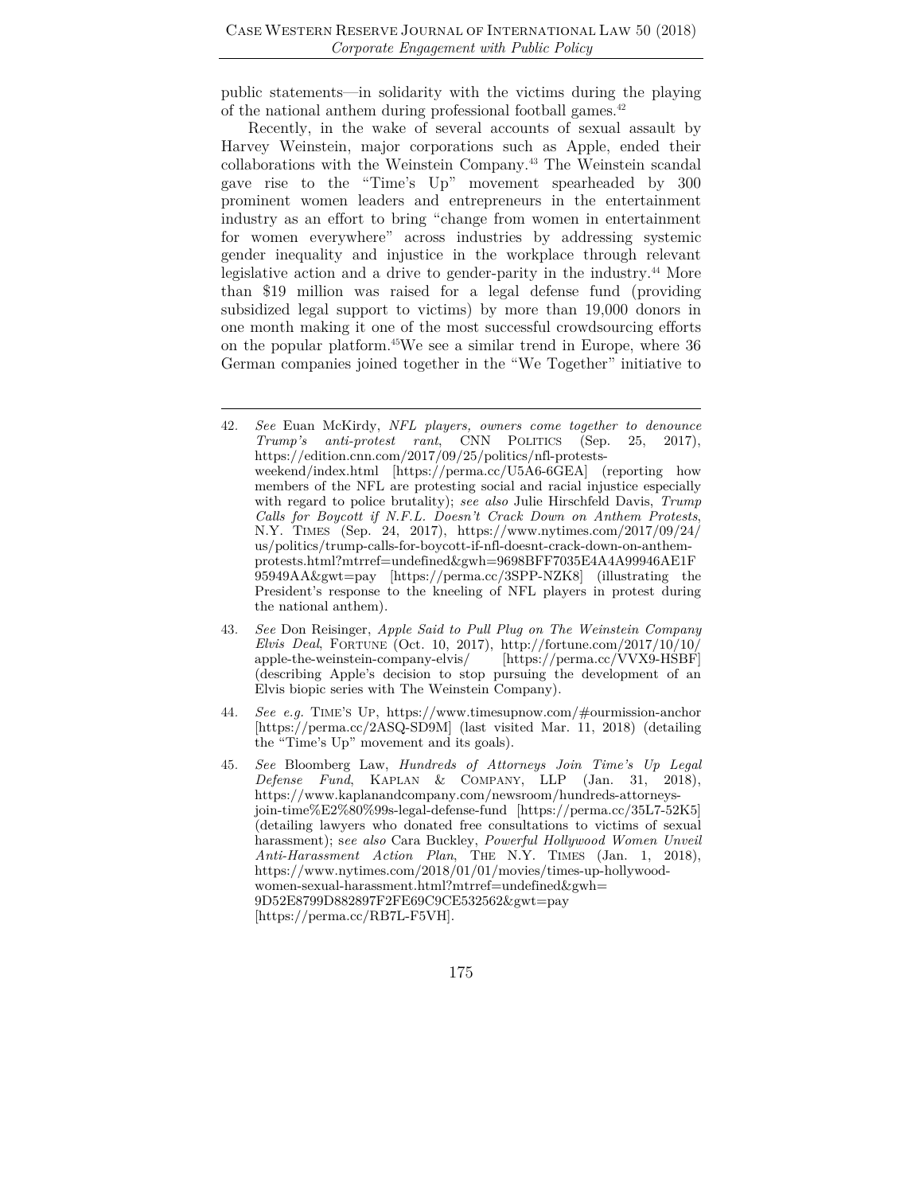public statements—in solidarity with the victims during the playing of the national anthem during professional football games.[42]

Recently, in the wake of several accounts of sexual assault by Harvey Weinstein, major corporations such as Apple, ended their collaborations with the Weinstein Company.[43] The Weinstein scandal gave rise to the "Time's Up" movement spearheaded by 300 prominent women leaders and entrepreneurs in the entertainment industry as an effort to bring "change from women in entertainment for women everywhere" across industries by addressing systemic gender inequality and injustice in the workplace through relevant legislative action and a drive to gender-parity in the industry.[44] More than $19 million was raised for a legal defense fund (providing subsidized legal support to victims) by more than 19,000 donors in one month making it one of the most successful crowdsourcing efforts on the popular platform.[45]We see a similar trend in Europe, where 36 German companies joined together in the "We Together" initiative to

---

42. *See* Euan McKirdy, *NFL players, owners come together to denounce Trump's anti-protest rant*, CNN POLITICS (Sep. 25, 2017), https://edition.cnn.com/2017/09/25/politics/nfl-protests-weekend/index.html [https://perma.cc/U5A6-6GEA] (reporting how members of the NFL are protesting social and racial injustice especially with regard to police brutality); *see also* Julie Hirschfeld Davis, *Trump Calls for Boycott if N.F.L. Doesn't Crack Down on Anthem Protests*, N.Y. TIMES (Sep. 24, 2017), https://www.nytimes.com/2017/09/24/us/politics/trump-calls-for-boycott-if-nfl-doesnt-crack-down-on-anthem-protests.html?mtrref=undefined&gwh=9698BFF7035E4A4A99946AE1F95949AA&gwt=pay [https://perma.cc/3SPP-NZK8] (illustrating the President's response to the kneeling of NFL players in protest during the national anthem).

43. *See* Don Reisinger, *Apple Said to Pull Plug on The Weinstein Company Elvis Deal*, FORTUNE (Oct. 10, 2017), http://fortune.com/2017/10/10/apple-the-weinstein-company-elvis/ [https://perma.cc/VVX9-HSBF] (describing Apple's decision to stop pursuing the development of an Elvis biopic series with The Weinstein Company).

44. *See e.g.* TIME'S UP, https://www.timesupnow.com/#ourmission-anchor [https://perma.cc/2ASQ-SD9M] (last visited Mar. 11, 2018) (detailing the "Time's Up" movement and its goals).

45. *See* Bloomberg Law, *Hundreds of Attorneys Join Time's Up Legal Defense Fund*, KAPLAN & COMPANY, LLP (Jan. 31, 2018), https://www.kaplanandcompany.com/newsroom/hundreds-attorneys-join-time%E2%80%99s-legal-defense-fund [https://perma.cc/35L7-52K5] (detailing lawyers who donated free consultations to victims of sexual harassment); s*ee also* Cara Buckley, *Powerful Hollywood Women Unveil Anti-Harassment Action Plan*, THE N.Y. TIMES (Jan. 1, 2018), https://www.nytimes.com/2018/01/01/movies/times-up-hollywood-women-sexual-harassment.html?mtrref=undefined&gwh=9D52E8799D882897F2FE69C9CE532562&gwt=pay [https://perma.cc/RB7L-F5VH].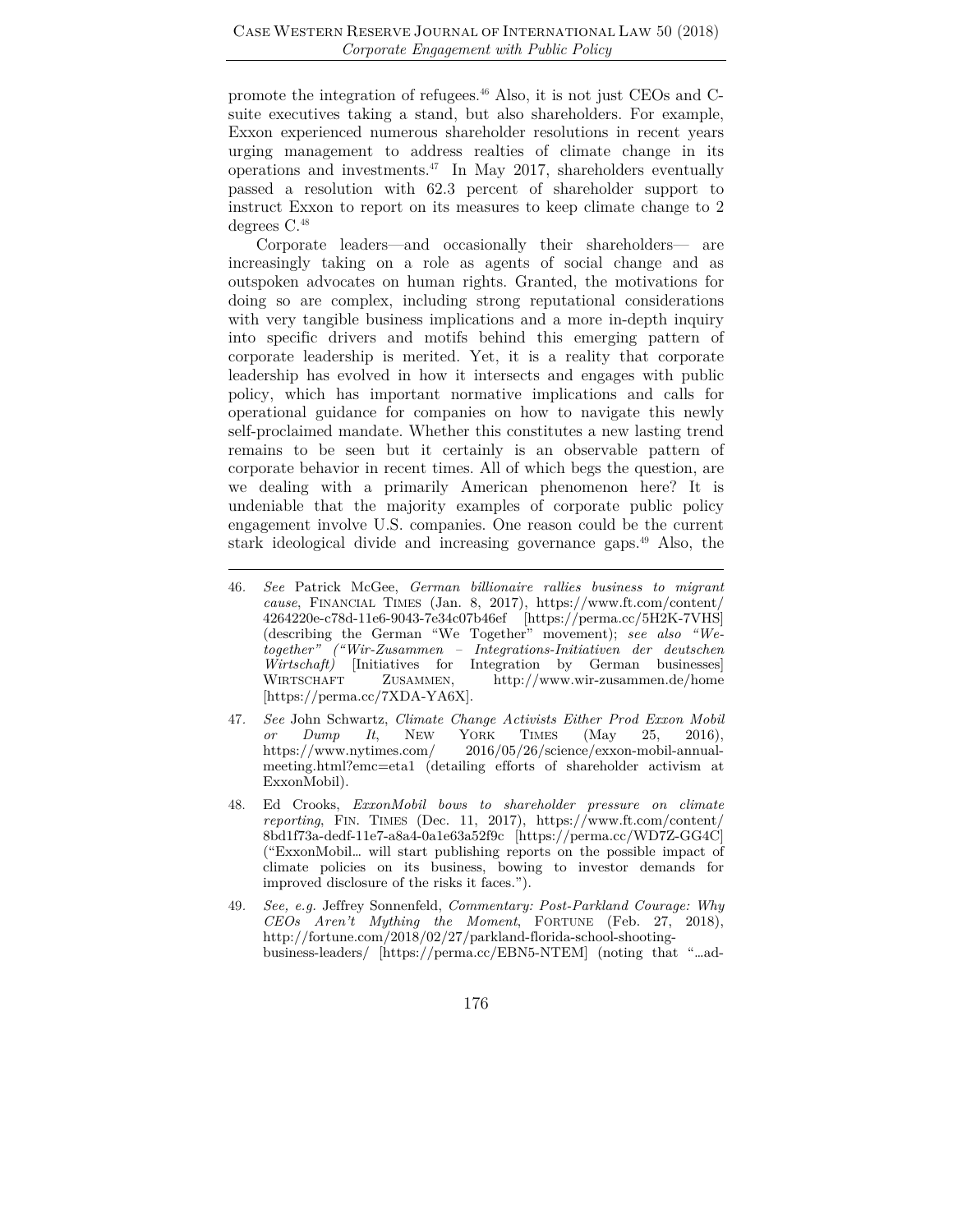promote the integration of refugees.[46] Also, it is not just CEOs and C-suite executives taking a stand, but also shareholders. For example, Exxon experienced numerous shareholder resolutions in recent years urging management to address realties of climate change in its operations and investments.[47] In May 2017, shareholders eventually passed a resolution with 62.3 percent of shareholder support to instruct Exxon to report on its measures to keep climate change to 2 degrees C.[48]

Corporate leaders—and occasionally their shareholders— are increasingly taking on a role as agents of social change and as outspoken advocates on human rights. Granted, the motivations for doing so are complex, including strong reputational considerations with very tangible business implications and a more in-depth inquiry into specific drivers and motifs behind this emerging pattern of corporate leadership is merited. Yet, it is a reality that corporate leadership has evolved in how it intersects and engages with public policy, which has important normative implications and calls for operational guidance for companies on how to navigate this newly self-proclaimed mandate. Whether this constitutes a new lasting trend remains to be seen but it certainly is an observable pattern of corporate behavior in recent times. All of which begs the question, are we dealing with a primarily American phenomenon here? It is undeniable that the majority examples of corporate public policy engagement involve U.S. companies. One reason could be the current stark ideological divide and increasing governance gaps.[49] Also, the

---

46. *See* Patrick McGee, *German billionaire rallies business to migrant cause*, FINANCIAL TIMES (Jan. 8, 2017), https://www.ft.com/content/4264220e-c78d-11e6-9043-7e34c07b46ef [https://perma.cc/5H2K-7VHS] (describing the German "We Together" movement); *see also "We-together" ("Wir-Zusammen – Integrations-Initiativen der deutschen Wirtschaft)* [Initiatives for Integration by German businesses] WIRTSCHAFT ZUSAMMEN, http://www.wir-zusammen.de/home [https://perma.cc/7XDA-YA6X].

47. *See* John Schwartz, *Climate Change Activists Either Prod Exxon Mobil or Dump It*, NEW YORK TIMES (May 25, 2016), https://www.nytimes.com/2016/05/26/science/exxon-mobil-annual-meeting.html?emc=eta1 (detailing efforts of shareholder activism at ExxonMobil).

48. Ed Crooks, *ExxonMobil bows to shareholder pressure on climate reporting*, FIN. TIMES (Dec. 11, 2017), https://www.ft.com/content/8bd1f73a-dedf-11e7-a8a4-0a1e63a52f9c [https://perma.cc/WD7Z-GG4C] ("ExxonMobil… will start publishing reports on the possible impact of climate policies on its business, bowing to investor demands for improved disclosure of the risks it faces.").

49. *See, e.g.* Jeffrey Sonnenfeld, *Commentary: Post-Parkland Courage: Why CEOs Aren't Mything the Moment*, FORTUNE (Feb. 27, 2018), http://fortune.com/2018/02/27/parkland-florida-school-shooting-business-leaders/ [https://perma.cc/EBN5-NTEM] (noting that "…ad-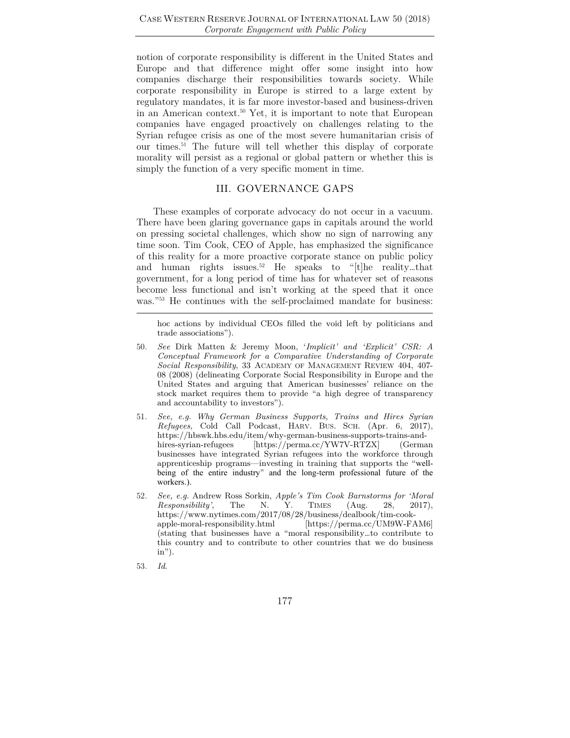notion of corporate responsibility is different in the United States and Europe and that difference might offer some insight into how companies discharge their responsibilities towards society. While corporate responsibility in Europe is stirred to a large extent by regulatory mandates, it is far more investor-based and business-driven in an American context.[50] Yet, it is important to note that European companies have engaged proactively on challenges relating to the Syrian refugee crisis as one of the most severe humanitarian crisis of our times.[51] The future will tell whether this display of corporate morality will persist as a regional or global pattern or whether this is simply the function of a very specific moment in time.

## III. GOVERNANCE GAPS

These examples of corporate advocacy do not occur in a vacuum. There have been glaring governance gaps in capitals around the world on pressing societal challenges, which show no sign of narrowing any time soon. Tim Cook, CEO of Apple, has emphasized the significance of this reality for a more proactive corporate stance on public policy and human rights issues.[52] He speaks to "[t]he reality…that government, for a long period of time has for whatever set of reasons become less functional and isn't working at the speed that it once was."[53] He continues with the self-proclaimed mandate for business:

---

hoc actions by individual CEOs filled the void left by politicians and trade associations").

50. *See* Dirk Matten & Jeremy Moon, '*Implicit' and 'Explicit' CSR: A Conceptual Framework for a Comparative Understanding of Corporate Social Responsibility*, 33 ACADEMY OF MANAGEMENT REVIEW 404, 407-08 (2008) (delineating Corporate Social Responsibility in Europe and the United States and arguing that American businesses' reliance on the stock market requires them to provide "a high degree of transparency and accountability to investors").

51. *See, e.g. Why German Business Supports, Trains and Hires Syrian Refugees*, Cold Call Podcast, HARV. BUS. SCH. (Apr. 6, 2017), https://hbswk.hbs.edu/item/why-german-business-supports-trains-and-hires-syrian-refugees [https://perma.cc/YW7V-RTZX] (German businesses have integrated Syrian refugees into the workforce through apprenticeship programs—investing in training that supports the "well-being of the entire industry" and the long-term professional future of the workers.).

52. *See, e.g.* Andrew Ross Sorkin, *Apple's Tim Cook Barnstorms for 'Moral Responsibility'*, The N. Y. TIMES (Aug. 28, 2017), https://www.nytimes.com/2017/08/28/business/dealbook/tim-cook-apple-moral-responsibility.html [https://perma.cc/UM9W-FAM6] (stating that businesses have a "moral responsibility…to contribute to this country and to contribute to other countries that we do business in").

53. *Id*.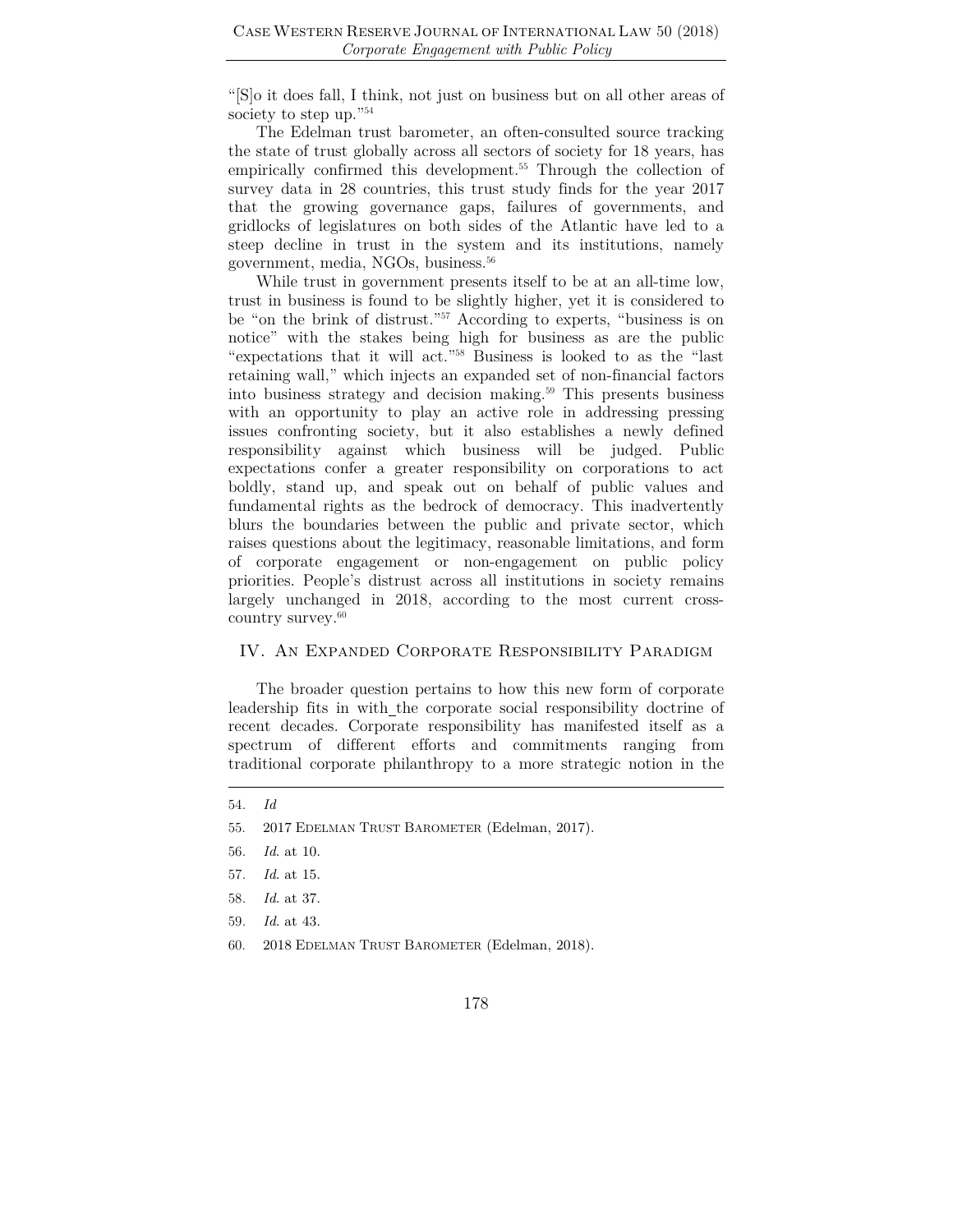"[S]o it does fall, I think, not just on business but on all other areas of society to step up."[54]

The Edelman trust barometer, an often-consulted source tracking the state of trust globally across all sectors of society for 18 years, has empirically confirmed this development.[55] Through the collection of survey data in 28 countries, this trust study finds for the year 2017 that the growing governance gaps, failures of governments, and gridlocks of legislatures on both sides of the Atlantic have led to a steep decline in trust in the system and its institutions, namely government, media, NGOs, business.[56]

While trust in government presents itself to be at an all-time low, trust in business is found to be slightly higher, yet it is considered to be "on the brink of distrust."[57] According to experts, "business is on notice" with the stakes being high for business as are the public "expectations that it will act."[58] Business is looked to as the "last retaining wall," which injects an expanded set of non-financial factors into business strategy and decision making.[59] This presents business with an opportunity to play an active role in addressing pressing issues confronting society, but it also establishes a newly defined responsibility against which business will be judged. Public expectations confer a greater responsibility on corporations to act boldly, stand up, and speak out on behalf of public values and fundamental rights as the bedrock of democracy. This inadvertently blurs the boundaries between the public and private sector, which raises questions about the legitimacy, reasonable limitations, and form of corporate engagement or non-engagement on public policy priorities. People's distrust across all institutions in society remains largely unchanged in 2018, according to the most current cross-country survey.[60]

## IV. An Expanded Corporate Responsibility Paradigm

The broader question pertains to how this new form of corporate leadership fits in with the corporate social responsibility doctrine of recent decades. Corporate responsibility has manifested itself as a spectrum of different efforts and commitments ranging from traditional corporate philanthropy to a more strategic notion in the

---

54. *Id*

55. 2017 Edelman Trust Barometer (Edelman, 2017).

56. *Id*. at 10.

57. *Id*. at 15.

58. *Id*. at 37.

59. *Id*. at 43.

60. 2018 Edelman Trust Barometer (Edelman, 2018).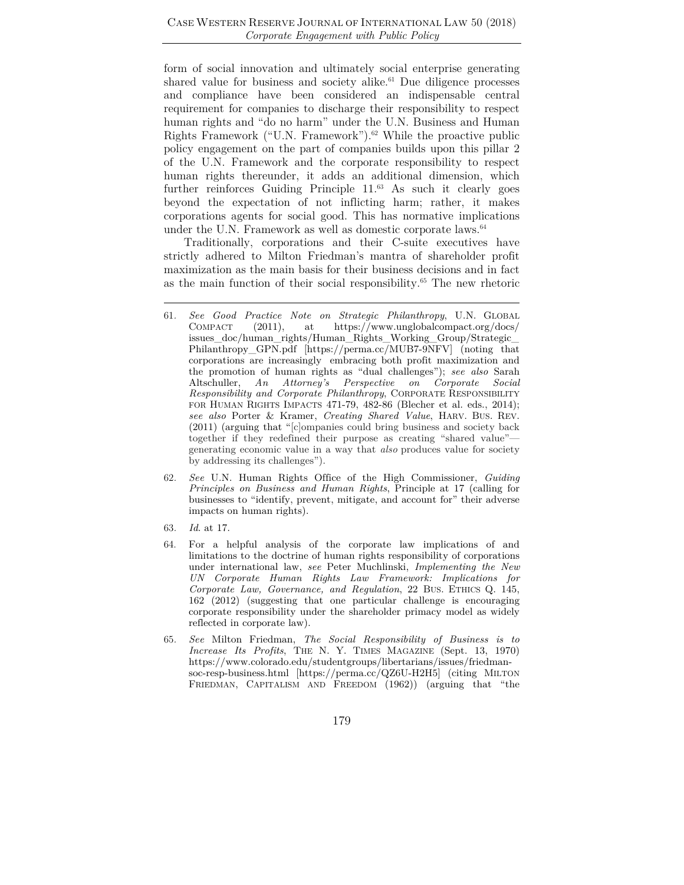form of social innovation and ultimately social enterprise generating shared value for business and society alike.[61] Due diligence processes and compliance have been considered an indispensable central requirement for companies to discharge their responsibility to respect human rights and "do no harm" under the U.N. Business and Human Rights Framework ("U.N. Framework").[62] While the proactive public policy engagement on the part of companies builds upon this pillar 2 of the U.N. Framework and the corporate responsibility to respect human rights thereunder, it adds an additional dimension, which further reinforces Guiding Principle 11.[63] As such it clearly goes beyond the expectation of not inflicting harm; rather, it makes corporations agents for social good. This has normative implications under the U.N. Framework as well as domestic corporate laws.[64]

Traditionally, corporations and their C-suite executives have strictly adhered to Milton Friedman's mantra of shareholder profit maximization as the main basis for their business decisions and in fact as the main function of their social responsibility.[65] The new rhetoric

---

61. *See Good Practice Note on Strategic Philanthropy*, U.N. GLOBAL COMPACT (2011), at https://www.unglobalcompact.org/docs/issues_doc/human_rights/Human_Rights_Working_Group/Strategic_Philanthropy_GPN.pdf [https://perma.cc/MUB7-9NFV] (noting that corporations are increasingly embracing both profit maximization and the promotion of human rights as "dual challenges"); *see also* Sarah Altschuller, *An Attorney's Perspective on Corporate Social Responsibility and Corporate Philanthropy*, CORPORATE RESPONSIBILITY FOR HUMAN RIGHTS IMPACTS 471-79, 482-86 (Blecher et al. eds., 2014); *see also* Porter & Kramer, *Creating Shared Value*, HARV. BUS. REV. (2011) (arguing that "[c]ompanies could bring business and society back together if they redefined their purpose as creating "shared value"—generating economic value in a way that *also* produces value for society by addressing its challenges").

62. *See* U.N. Human Rights Office of the High Commissioner, *Guiding Principles on Business and Human Rights*, Principle at 17 (calling for businesses to "identify, prevent, mitigate, and account for" their adverse impacts on human rights).

63. *Id*. at 17.

64. For a helpful analysis of the corporate law implications of and limitations to the doctrine of human rights responsibility of corporations under international law, *see* Peter Muchlinski, *Implementing the New UN Corporate Human Rights Law Framework: Implications for Corporate Law, Governance, and Regulation*, 22 BUS. ETHICS Q. 145, 162 (2012) (suggesting that one particular challenge is encouraging corporate responsibility under the shareholder primacy model as widely reflected in corporate law).

65. *See* Milton Friedman, *The Social Responsibility of Business is to Increase Its Profits*, THE N. Y. TIMES MAGAZINE (Sept. 13, 1970) https://www.colorado.edu/studentgroups/libertarians/issues/friedman-soc-resp-business.html [https://perma.cc/QZ6U-H2H5] (citing MILTON FRIEDMAN, CAPITALISM AND FREEDOM (1962)) (arguing that "the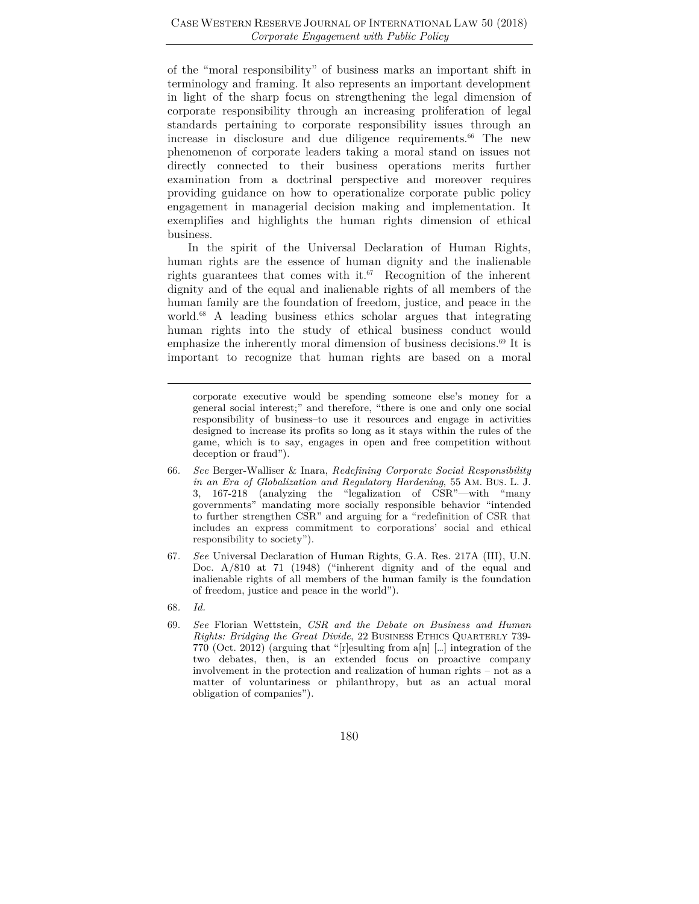of the "moral responsibility" of business marks an important shift in terminology and framing. It also represents an important development in light of the sharp focus on strengthening the legal dimension of corporate responsibility through an increasing proliferation of legal standards pertaining to corporate responsibility issues through an increase in disclosure and due diligence requirements.[66] The new phenomenon of corporate leaders taking a moral stand on issues not directly connected to their business operations merits further examination from a doctrinal perspective and moreover requires providing guidance on how to operationalize corporate public policy engagement in managerial decision making and implementation. It exemplifies and highlights the human rights dimension of ethical business.

In the spirit of the Universal Declaration of Human Rights, human rights are the essence of human dignity and the inalienable rights guarantees that comes with it.[67] Recognition of the inherent dignity and of the equal and inalienable rights of all members of the human family are the foundation of freedom, justice, and peace in the world.[68] A leading business ethics scholar argues that integrating human rights into the study of ethical business conduct would emphasize the inherently moral dimension of business decisions.[69] It is important to recognize that human rights are based on a moral

---

corporate executive would be spending someone else's money for a general social interest;" and therefore, "there is one and only one social responsibility of business–to use it resources and engage in activities designed to increase its profits so long as it stays within the rules of the game, which is to say, engages in open and free competition without deception or fraud").

66. *See* Berger-Walliser & Inara, *Redefining Corporate Social Responsibility in an Era of Globalization and Regulatory Hardening*, 55 AM. BUS. L. J. 3, 167-218 (analyzing the "legalization of CSR"—with "many governments" mandating more socially responsible behavior "intended to further strengthen CSR" and arguing for a "redefinition of CSR that includes an express commitment to corporations' social and ethical responsibility to society").

67. *See* Universal Declaration of Human Rights, G.A. Res. 217A (III), U.N. Doc. A/810 at 71 (1948) ("inherent dignity and of the equal and inalienable rights of all members of the human family is the foundation of freedom, justice and peace in the world").

68. *Id.*

69. *See* Florian Wettstein, *CSR and the Debate on Business and Human Rights: Bridging the Great Divide*, 22 BUSINESS ETHICS QUARTERLY 739-770 (Oct. 2012) (arguing that "[r]esulting from a[n] […] integration of the two debates, then, is an extended focus on proactive company involvement in the protection and realization of human rights – not as a matter of voluntariness or philanthropy, but as an actual moral obligation of companies").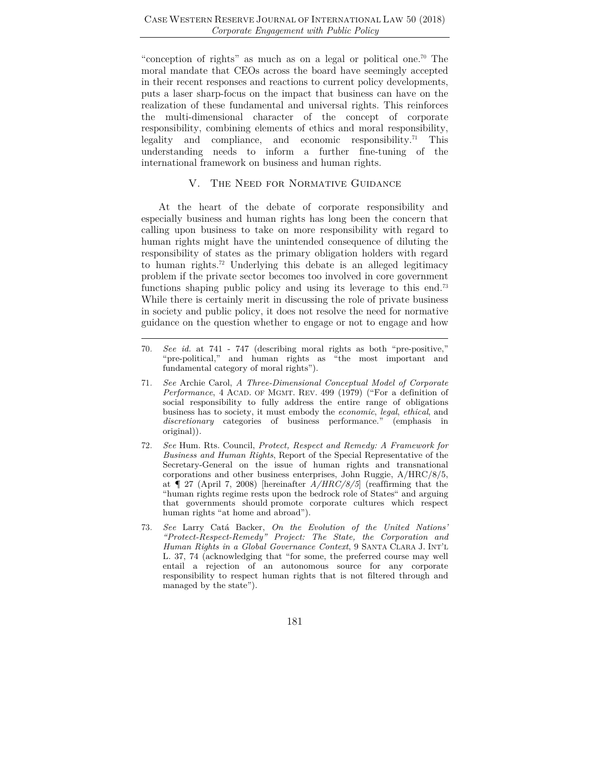"conception of rights" as much as on a legal or political one.[70] The moral mandate that CEOs across the board have seemingly accepted in their recent responses and reactions to current policy developments, puts a laser sharp-focus on the impact that business can have on the realization of these fundamental and universal rights. This reinforces the multi-dimensional character of the concept of corporate responsibility, combining elements of ethics and moral responsibility, legality and compliance, and economic responsibility.[71] This understanding needs to inform a further fine-tuning of the international framework on business and human rights.

## V. The Need for Normative Guidance

At the heart of the debate of corporate responsibility and especially business and human rights has long been the concern that calling upon business to take on more responsibility with regard to human rights might have the unintended consequence of diluting the responsibility of states as the primary obligation holders with regard to human rights.[72] Underlying this debate is an alleged legitimacy problem if the private sector becomes too involved in core government functions shaping public policy and using its leverage to this end.[73] While there is certainly merit in discussing the role of private business in society and public policy, it does not resolve the need for normative guidance on the question whether to engage or not to engage and how

---

70. *See id.* at 741 - 747 (describing moral rights as both "pre-positive," "pre-political," and human rights as "the most important and fundamental category of moral rights").

71. *See* Archie Carol, *A Three-Dimensional Conceptual Model of Corporate Performance*, 4 Acad. of Mgmt. Rev. 499 (1979) ("For a definition of social responsibility to fully address the entire range of obligations business has to society, it must embody the *economic*, *legal*, *ethical*, and *discretionary* categories of business performance." (emphasis in original)).

72. *See* Hum. Rts. Council, *Protect, Respect and Remedy: A Framework for Business and Human Rights*, Report of the Special Representative of the Secretary-General on the issue of human rights and transnational corporations and other business enterprises, John Ruggie, A/HRC/8/5, at ¶ 27 (April 7, 2008) [hereinafter *A/HRC/8/5*] (reaffirming that the "human rights regime rests upon the bedrock role of States" and arguing that governments should promote corporate cultures which respect human rights "at home and abroad").

73. *See* Larry Catá Backer, *On the Evolution of the United Nations' "Protect-Respect-Remedy" Project: The State, the Corporation and Human Rights in a Global Governance Context*, 9 Santa Clara J. Int'l L. 37, 74 (acknowledging that "for some, the preferred course may well entail a rejection of an autonomous source for any corporate responsibility to respect human rights that is not filtered through and managed by the state").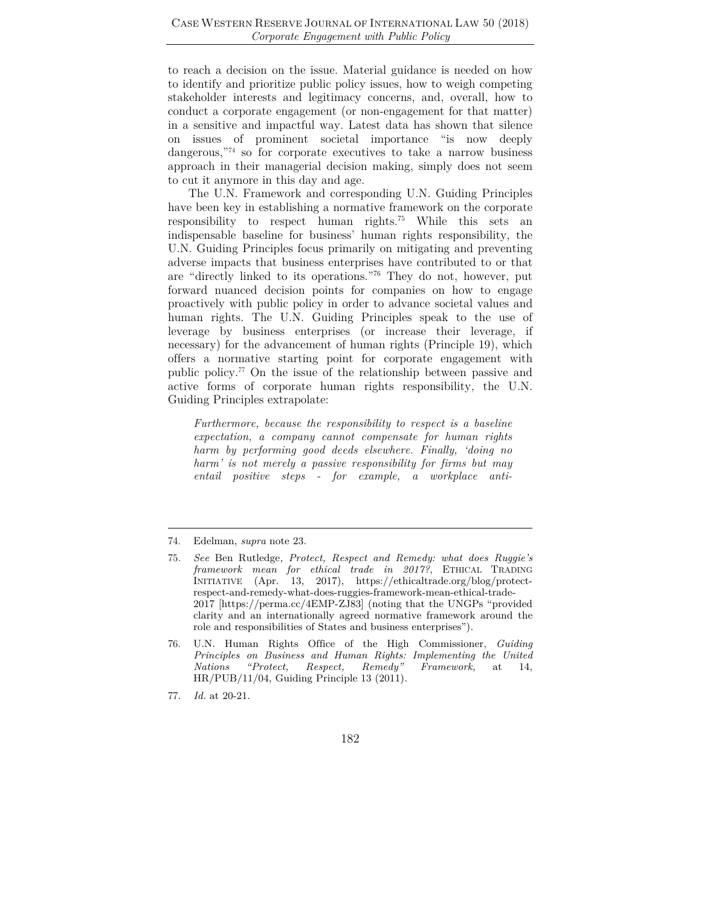to reach a decision on the issue. Material guidance is needed on how to identify and prioritize public policy issues, how to weigh competing stakeholder interests and legitimacy concerns, and, overall, how to conduct a corporate engagement (or non-engagement for that matter) in a sensitive and impactful way. Latest data has shown that silence on issues of prominent societal importance "is now deeply dangerous,"[74] so for corporate executives to take a narrow business approach in their managerial decision making, simply does not seem to cut it anymore in this day and age.

The U.N. Framework and corresponding U.N. Guiding Principles have been key in establishing a normative framework on the corporate responsibility to respect human rights.[75] While this sets an indispensable baseline for business' human rights responsibility, the U.N. Guiding Principles focus primarily on mitigating and preventing adverse impacts that business enterprises have contributed to or that are "directly linked to its operations."[76] They do not, however, put forward nuanced decision points for companies on how to engage proactively with public policy in order to advance societal values and human rights. The U.N. Guiding Principles speak to the use of leverage by business enterprises (or increase their leverage, if necessary) for the advancement of human rights (Principle 19), which offers a normative starting point for corporate engagement with public policy.[77] On the issue of the relationship between passive and active forms of corporate human rights responsibility, the U.N. Guiding Principles extrapolate:

> *Furthermore, because the responsibility to respect is a baseline expectation, a company cannot compensate for human rights harm by performing good deeds elsewhere. Finally, 'doing no harm' is not merely a passive responsibility for firms but may entail positive steps - for example, a workplace anti-*

---

74. Edelman, *supra* note 23.

75. *See* Ben Rutledge*, Protect, Respect and Remedy: what does Ruggie's framework mean for ethical trade in 2017?*, ETHICAL TRADING INITIATIVE (Apr. 13, 2017), https://ethicaltrade.org/blog/protect-respect-and-remedy-what-does-ruggies-framework-mean-ethical-trade-2017 [https://perma.cc/4EMP-ZJ83] (noting that the UNGPs "provided clarity and an internationally agreed normative framework around the role and responsibilities of States and business enterprises").

76. U.N. Human Rights Office of the High Commissioner, *Guiding Principles on Business and Human Rights: Implementing the United Nations "Protect, Respect, Remedy" Framework,* at 14, HR/PUB/11/04, Guiding Principle 13 (2011).

77. *Id.* at 20-21.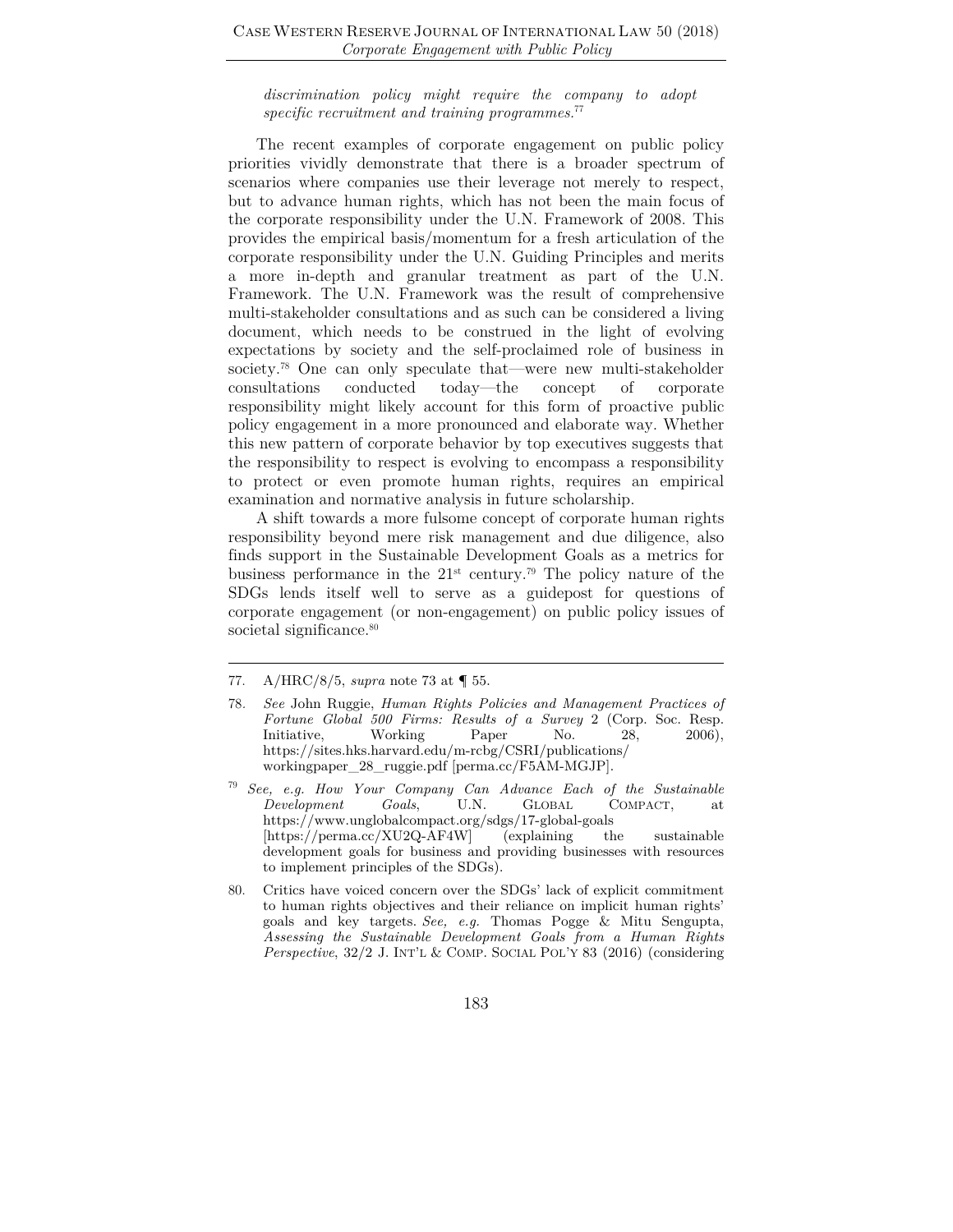*discrimination policy might require the company to adopt specific recruitment and training programmes.*[77]

The recent examples of corporate engagement on public policy priorities vividly demonstrate that there is a broader spectrum of scenarios where companies use their leverage not merely to respect, but to advance human rights, which has not been the main focus of the corporate responsibility under the U.N. Framework of 2008. This provides the empirical basis/momentum for a fresh articulation of the corporate responsibility under the U.N. Guiding Principles and merits a more in-depth and granular treatment as part of the U.N. Framework. The U.N. Framework was the result of comprehensive multi-stakeholder consultations and as such can be considered a living document, which needs to be construed in the light of evolving expectations by society and the self-proclaimed role of business in society.[78] One can only speculate that—were new multi-stakeholder consultations conducted today—the concept of corporate responsibility might likely account for this form of proactive public policy engagement in a more pronounced and elaborate way. Whether this new pattern of corporate behavior by top executives suggests that the responsibility to respect is evolving to encompass a responsibility to protect or even promote human rights, requires an empirical examination and normative analysis in future scholarship.

A shift towards a more fulsome concept of corporate human rights responsibility beyond mere risk management and due diligence, also finds support in the Sustainable Development Goals as a metrics for business performance in the 21st century.[79] The policy nature of the SDGs lends itself well to serve as a guidepost for questions of corporate engagement (or non-engagement) on public policy issues of societal significance.[80]

---

77. A/HRC/8/5, *supra* note 73 at ¶ 55.

78. *See* John Ruggie, *Human Rights Policies and Management Practices of Fortune Global 500 Firms: Results of a Survey* 2 (Corp. Soc. Resp. Initiative, Working Paper No. 28, 2006), https://sites.hks.harvard.edu/m-rcbg/CSRI/publications/workingpaper_28_ruggie.pdf [perma.cc/F5AM-MGJP].

79. *See, e.g. How Your Company Can Advance Each of the Sustainable Development Goals*, U.N. GLOBAL COMPACT, at https://www.unglobalcompact.org/sdgs/17-global-goals [https://perma.cc/XU2Q-AF4W] (explaining the sustainable development goals for business and providing businesses with resources to implement principles of the SDGs).

80. Critics have voiced concern over the SDGs' lack of explicit commitment to human rights objectives and their reliance on implicit human rights' goals and key targets. *See, e.g.* Thomas Pogge & Mitu Sengupta, *Assessing the Sustainable Development Goals from a Human Rights Perspective*, 32/2 J. INT'L & COMP. SOCIAL POL'Y 83 (2016) (considering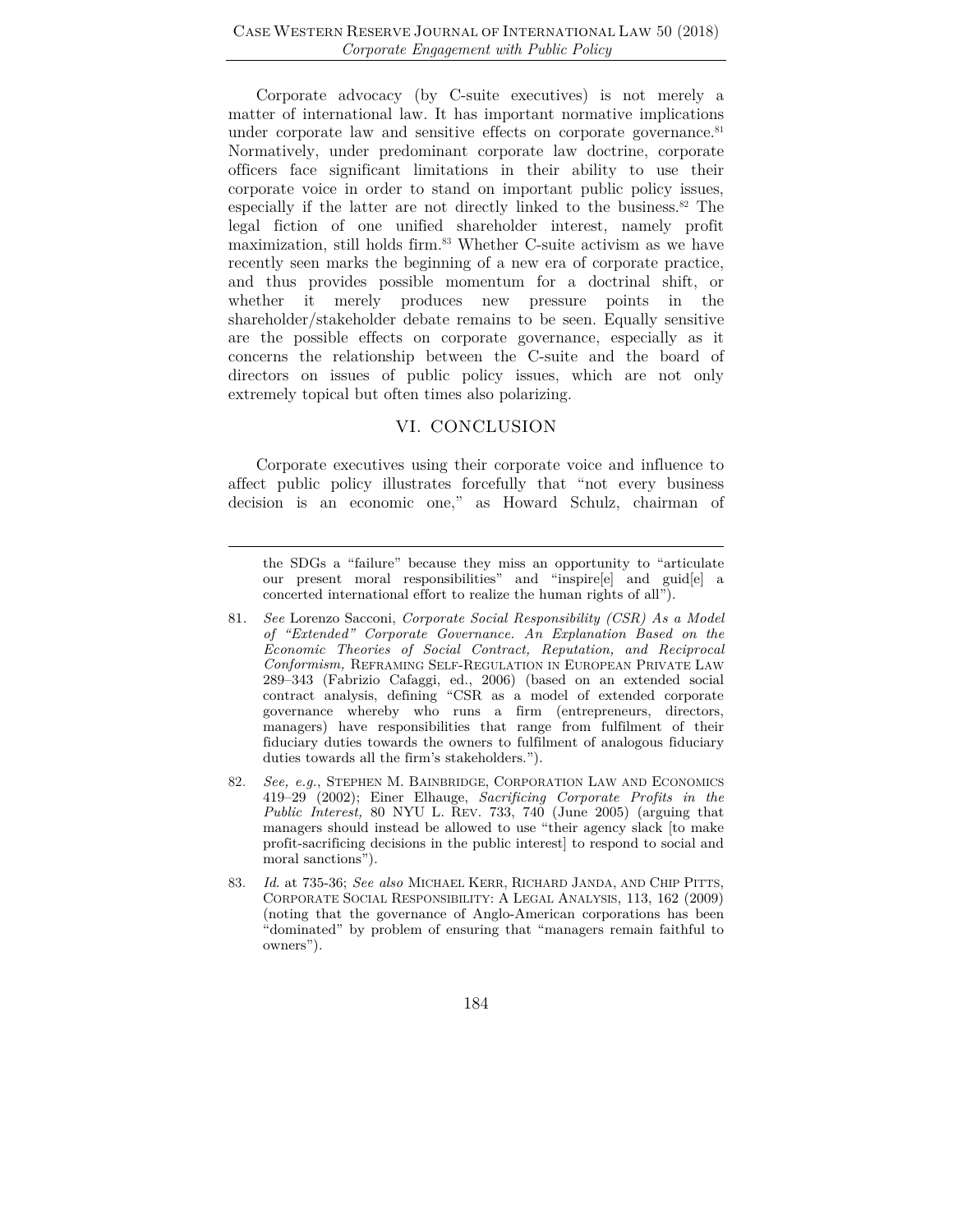Corporate advocacy (by C-suite executives) is not merely a matter of international law. It has important normative implications under corporate law and sensitive effects on corporate governance.[81] Normatively, under predominant corporate law doctrine, corporate officers face significant limitations in their ability to use their corporate voice in order to stand on important public policy issues, especially if the latter are not directly linked to the business.[82] The legal fiction of one unified shareholder interest, namely profit maximization, still holds firm.[83] Whether C-suite activism as we have recently seen marks the beginning of a new era of corporate practice, and thus provides possible momentum for a doctrinal shift, or whether it merely produces new pressure points in the shareholder/stakeholder debate remains to be seen. Equally sensitive are the possible effects on corporate governance, especially as it concerns the relationship between the C-suite and the board of directors on issues of public policy issues, which are not only extremely topical but often times also polarizing.

## VI. CONCLUSION

Corporate executives using their corporate voice and influence to affect public policy illustrates forcefully that "not every business decision is an economic one," as Howard Schulz, chairman of

---

the SDGs a "failure" because they miss an opportunity to "articulate our present moral responsibilities" and "inspire[e] and guid[e] a concerted international effort to realize the human rights of all").

81. *See* Lorenzo Sacconi, *Corporate Social Responsibility (CSR) As a Model of "Extended" Corporate Governance. An Explanation Based on the Economic Theories of Social Contract, Reputation, and Reciprocal Conformism,* REFRAMING SELF-REGULATION IN EUROPEAN PRIVATE LAW 289–343 (Fabrizio Cafaggi, ed., 2006) (based on an extended social contract analysis, defining "CSR as a model of extended corporate governance whereby who runs a firm (entrepreneurs, directors, managers) have responsibilities that range from fulfilment of their fiduciary duties towards the owners to fulfilment of analogous fiduciary duties towards all the firm's stakeholders.").

82. *See, e.g.*, STEPHEN M. BAINBRIDGE, CORPORATION LAW AND ECONOMICS 419–29 (2002); Einer Elhauge, *Sacrificing Corporate Profits in the Public Interest,* 80 NYU L. REV. 733, 740 (June 2005) (arguing that managers should instead be allowed to use "their agency slack [to make profit-sacrificing decisions in the public interest] to respond to social and moral sanctions").

83. *Id.* at 735-36; *See also* MICHAEL KERR, RICHARD JANDA, AND CHIP PITTS, CORPORATE SOCIAL RESPONSIBILITY: A LEGAL ANALYSIS, 113, 162 (2009) (noting that the governance of Anglo-American corporations has been "dominated" by problem of ensuring that "managers remain faithful to owners").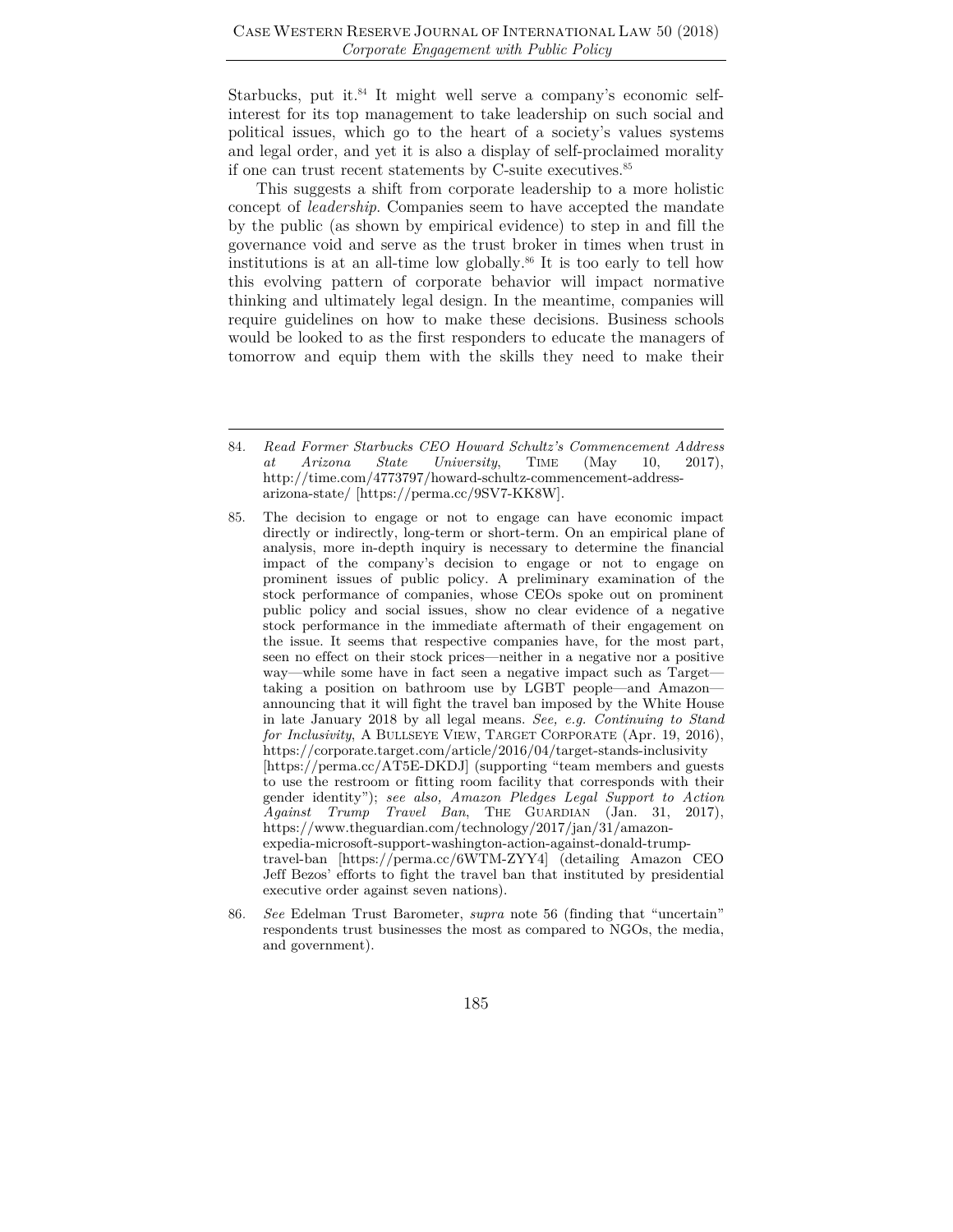Starbucks, put it.[84] It might well serve a company's economic self-interest for its top management to take leadership on such social and political issues, which go to the heart of a society's values systems and legal order, and yet it is also a display of self-proclaimed morality if one can trust recent statements by C-suite executives.[85]

This suggests a shift from corporate leadership to a more holistic concept of *leadership*. Companies seem to have accepted the mandate by the public (as shown by empirical evidence) to step in and fill the governance void and serve as the trust broker in times when trust in institutions is at an all-time low globally.[86] It is too early to tell how this evolving pattern of corporate behavior will impact normative thinking and ultimately legal design. In the meantime, companies will require guidelines on how to make these decisions. Business schools would be looked to as the first responders to educate the managers of tomorrow and equip them with the skills they need to make their

---

84. *Read Former Starbucks CEO Howard Schultz's Commencement Address at Arizona State University*, TIME (May 10, 2017), http://time.com/4773797/howard-schultz-commencement-address-arizona-state/ [https://perma.cc/9SV7-KK8W].

85. The decision to engage or not to engage can have economic impact directly or indirectly, long-term or short-term. On an empirical plane of analysis, more in-depth inquiry is necessary to determine the financial impact of the company's decision to engage or not to engage on prominent issues of public policy. A preliminary examination of the stock performance of companies, whose CEOs spoke out on prominent public policy and social issues, show no clear evidence of a negative stock performance in the immediate aftermath of their engagement on the issue. It seems that respective companies have, for the most part, seen no effect on their stock prices—neither in a negative nor a positive way—while some have in fact seen a negative impact such as Target—taking a position on bathroom use by LGBT people—and Amazon—announcing that it will fight the travel ban imposed by the White House in late January 2018 by all legal means. *See, e.g. Continuing to Stand for Inclusivity*, A BULLSEYE VIEW, TARGET CORPORATE (Apr. 19, 2016), https://corporate.target.com/article/2016/04/target-stands-inclusivity [https://perma.cc/AT5E-DKDJ] (supporting "team members and guests to use the restroom or fitting room facility that corresponds with their gender identity"); *see also, Amazon Pledges Legal Support to Action Against Trump Travel Ban*, THE GUARDIAN (Jan. 31, 2017), https://www.theguardian.com/technology/2017/jan/31/amazon-expedia-microsoft-support-washington-action-against-donald-trump-travel-ban [https://perma.cc/6WTM-ZYY4] (detailing Amazon CEO Jeff Bezos' efforts to fight the travel ban that instituted by presidential executive order against seven nations).

86. *See* Edelman Trust Barometer, *supra* note 56 (finding that "uncertain" respondents trust businesses the most as compared to NGOs, the media, and government).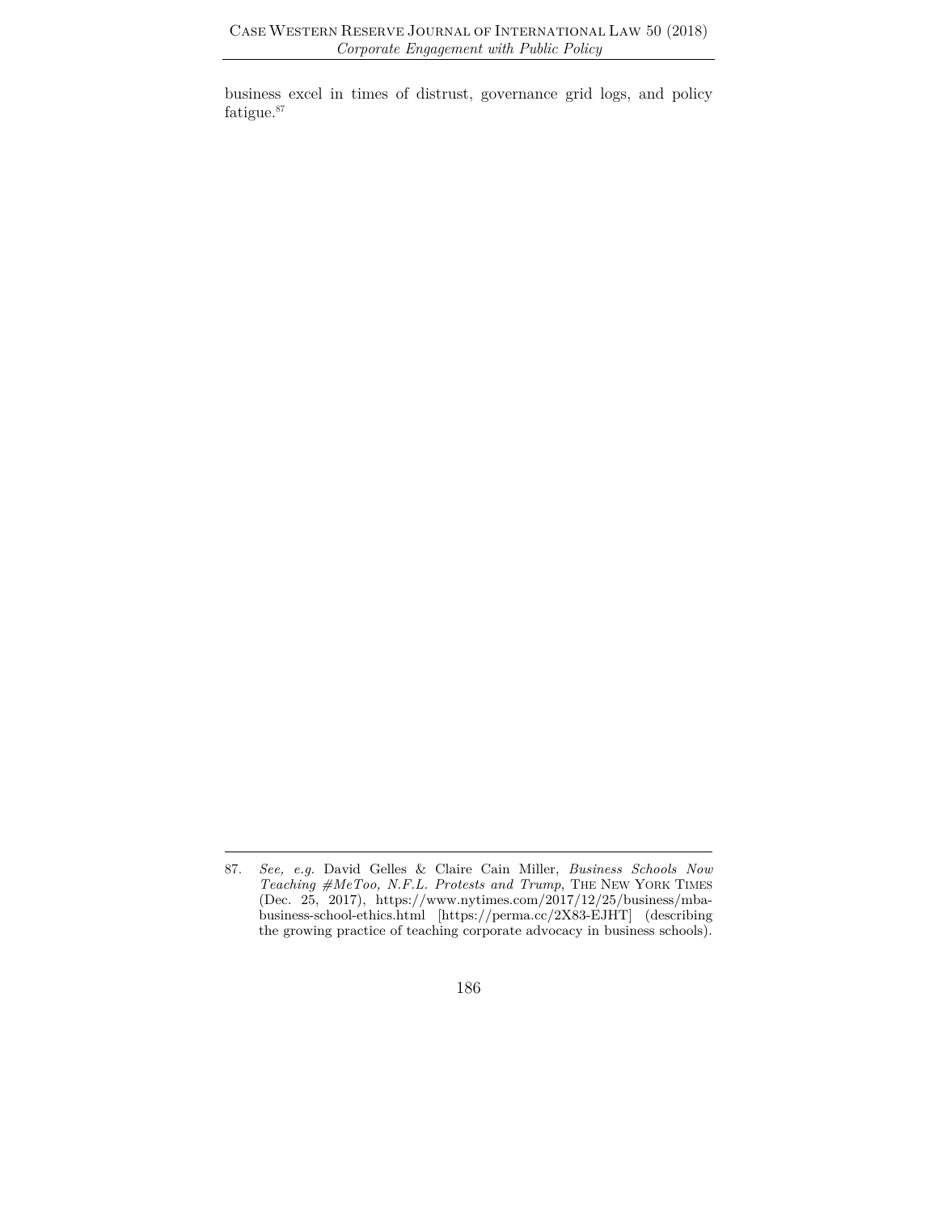business excel in times of distrust, governance grid logs, and policy fatigue.[87]

---

87. *See, e.g.* David Gelles & Claire Cain Miller, *Business Schools Now Teaching #MeToo, N.F.L. Protests and Trump*, THE NEW YORK TIMES (Dec. 25, 2017), https://www.nytimes.com/2017/12/25/business/mba-business-school-ethics.html [https://perma.cc/2X83-EJHT] (describing the growing practice of teaching corporate advocacy in business schools).